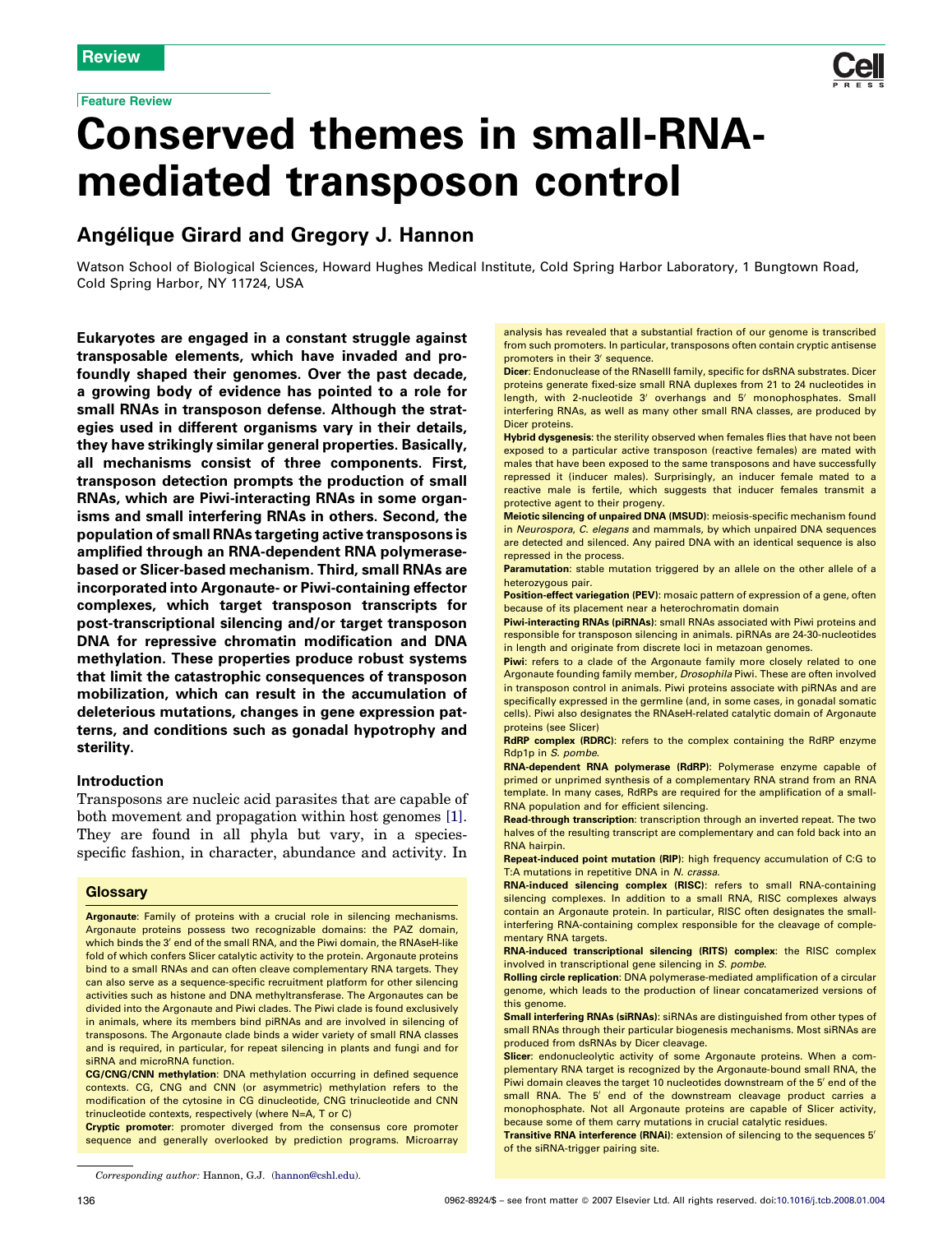Review

Feature Review

# Conserved themes in small-RNA-mediated transposon control

## Angélique Girard and Gregory J. Hannon

Watson School of Biological Sciences, Howard Hughes Medical Institute, Cold Spring Harbor Laboratory, 1 Bungtown Road, Cold Spring Harbor, NY 11724, USA

**Eukaryotes are engaged in a constant struggle against transposable elements, which have invaded and profoundly shaped their genomes. Over the past decade, a growing body of evidence has pointed to a role for small RNAs in transposon defense. Although the strategies used in different organisms vary in their details, they have strikingly similar general properties. Basically, all mechanisms consist of three components. First, transposon detection prompts the production of small RNAs, which are Piwi-interacting RNAs in some organisms and small interfering RNAs in others. Second, the population of small RNAs targeting active transposons is amplified through an RNA-dependent RNA polymerase-based or Slicer-based mechanism. Third, small RNAs are incorporated into Argonaute- or Piwi-containing effector complexes, which target transposon transcripts for post-transcriptional silencing and/or target transposon DNA for repressive chromatin modification and DNA methylation. These properties produce robust systems that limit the catastrophic consequences of transposon mobilization, which can result in the accumulation of deleterious mutations, changes in gene expression patterns, and conditions such as gonadal hypotrophy and sterility.**

### Introduction

Transposons are nucleic acid parasites that are capable of both movement and propagation within host genomes [1]. They are found in all phyla but vary, in a species-specific fashion, in character, abundance and activity. In

### Glossary

**Argonaute**: Family of proteins with a crucial role in silencing mechanisms. Argonaute proteins possess two recognizable domains: the PAZ domain, which binds the 3′ end of the small RNA, and the Piwi domain, the RNAseH-like fold of which confers Slicer catalytic activity to the protein. Argonaute proteins bind to a small RNAs and can often cleave complementary RNA targets. They can also serve as a sequence-specific recruitment platform for other silencing activities such as histone and DNA methyltransferase. The Argonautes can be divided into the Argonaute and Piwi clades. The Piwi clade is found exclusively in animals, where its members bind piRNAs and are involved in silencing of transposons. The Argonaute clade binds a wider variety of small RNA classes and is required, in particular, for repeat silencing in plants and fungi and for siRNA and microRNA function.

**CG/CNG/CNN methylation**: DNA methylation occurring in defined sequence contexts. CG, CNG and CNN (or asymmetric) methylation refers to the modification of the cytosine in CG dinucleotide, CNG trinucleotide and CNN trinucleotide contexts, respectively (where N=A, T or C)

**Cryptic promoter**: promoter diverged from the consensus core promoter sequence and generally overlooked by prediction programs. Microarray analysis has revealed that a substantial fraction of our genome is transcribed from such promoters. In particular, transposons often contain cryptic antisense promoters in their 3′ sequence.

**Dicer**: Endonuclease of the RNaseIII family, specific for dsRNA substrates. Dicer proteins generate fixed-size small RNA duplexes from 21 to 24 nucleotides in length, with 2-nucleotide 3′ overhangs and 5′ monophosphates. Small interfering RNAs, as well as many other small RNA classes, are produced by Dicer proteins.

**Hybrid dysgenesis**: the sterility observed when females flies that have not been exposed to a particular active transposon (reactive females) are mated with males that have been exposed to the same transposons and have successfully repressed it (inducer males). Surprisingly, an inducer female mated to a reactive male is fertile, which suggests that inducer females transmit a protective agent to their progeny.

**Meiotic silencing of unpaired DNA (MSUD)**: meiosis-specific mechanism found in *Neurospora*, *C. elegans* and mammals, by which unpaired DNA sequences are detected and silenced. Any paired DNA with an identical sequence is also repressed in the process.

**Paramutation**: stable mutation triggered by an allele on the other allele of a heterozygous pair.

**Position-effect variegation (PEV)**: mosaic pattern of expression of a gene, often because of its placement near a heterochromatin domain

**Piwi-interacting RNAs (piRNAs)**: small RNAs associated with Piwi proteins and responsible for transposon silencing in animals. piRNAs are 24-30-nucleotides in length and originate from discrete loci in metazoan genomes.

**Piwi**: refers to a clade of the Argonaute family more closely related to one Argonaute founding family member, *Drosophila* Piwi. These are often involved in transposon control in animals. Piwi proteins associate with piRNAs and are specifically expressed in the germline (and, in some cases, in gonadal somatic cells). Piwi also designates the RNAseH-related catalytic domain of Argonaute proteins (see Slicer)

**RdRP complex (RDRC)**: refers to the complex containing the RdRP enzyme Rdp1p in *S. pombe*.

**RNA-dependent RNA polymerase (RdRP)**: Polymerase enzyme capable of primed or unprimed synthesis of a complementary RNA strand from an RNA template. In many cases, RdRPs are required for the amplification of a small-RNA population and for efficient silencing.

**Read-through transcription**: transcription through an inverted repeat. The two halves of the resulting transcript are complementary and can fold back into an RNA hairpin.

**Repeat-induced point mutation (RIP)**: high frequency accumulation of C:G to T:A mutations in repetitive DNA in *N. crassa*.

**RNA-induced silencing complex (RISC)**: refers to small RNA-containing silencing complexes. In addition to a small RNA, RISC complexes always contain an Argonaute protein. In particular, RISC often designates the small-interfering RNA-containing complex responsible for the cleavage of complementary RNA targets.

**RNA-induced transcriptional silencing (RITS) complex**: the RISC complex involved in transcriptional gene silencing in *S. pombe*.

**Rolling circle replication**: DNA polymerase-mediated amplification of a circular genome, which leads to the production of linear concatemerized versions of this genome.

**Small interfering RNAs (siRNAs)**: siRNAs are distinguished from other types of small RNAs through their particular biogenesis mechanisms. Most siRNAs are produced from dsRNAs by Dicer cleavage.

**Slicer**: endonucleolytic activity of some Argonaute proteins. When a complementary RNA target is recognized by the Argonaute-bound small RNA, the Piwi domain cleaves the target 10 nucleotides downstream of the 5′ end of the small RNA. The 5′ end of the downstream cleavage product carries a monophosphate. Not all Argonaute proteins are capable of Slicer activity, because some of them carry mutations in crucial catalytic residues.

**Transitive RNA interference (RNAi)**: extension of silencing to the sequences 5′ of the siRNA-trigger pairing site.

*Corresponding author:* Hannon, G.J. (hannon@cshl.edu).

0962-8924/$ – see front matter © 2007 Elsevier Ltd. All rights reserved. doi:10.1016/j.tcb.2008.01.004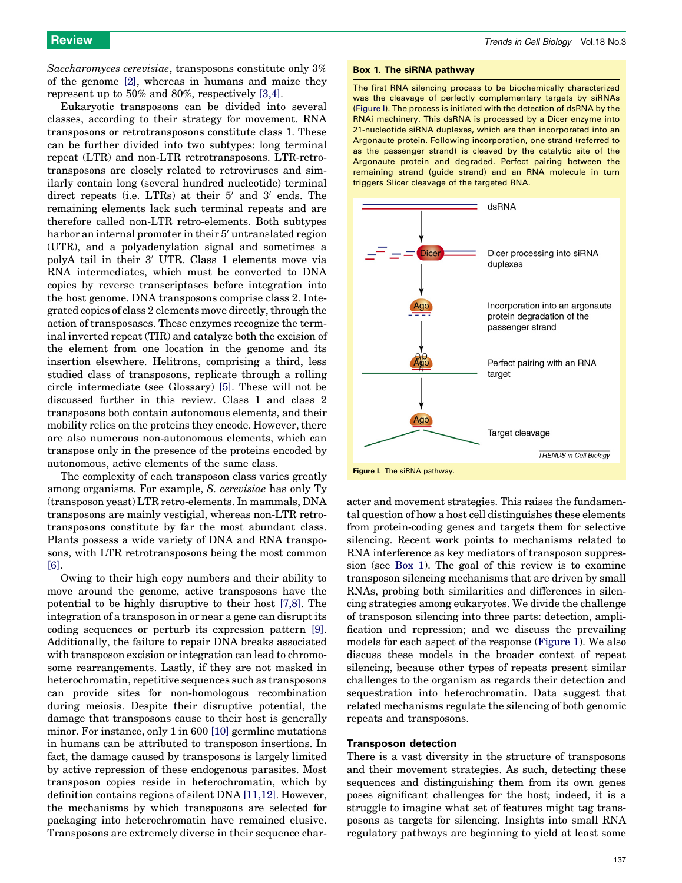*Saccharomyces cerevisiae*, transposons constitute only 3% of the genome [2], whereas in humans and maize they represent up to 50% and 80%, respectively [3,4].

Eukaryotic transposons can be divided into several classes, according to their strategy for movement. RNA transposons or retrotransposons constitute class 1. These can be further divided into two subtypes: long terminal repeat (LTR) and non-LTR retrotransposons. LTR-retrotransposons are closely related to retroviruses and similarly contain long (several hundred nucleotide) terminal direct repeats (i.e. LTRs) at their 5′ and 3′ ends. The remaining elements lack such terminal repeats and are therefore called non-LTR retro-elements. Both subtypes harbor an internal promoter in their 5′ untranslated region (UTR), and a polyadenylation signal and sometimes a polyA tail in their 3′ UTR. Class 1 elements move via RNA intermediates, which must be converted to DNA copies by reverse transcriptases before integration into the host genome. DNA transposons comprise class 2. Integrated copies of class 2 elements move directly, through the action of transposases. These enzymes recognize the terminal inverted repeat (TIR) and catalyze both the excision of the element from one location in the genome and its insertion elsewhere. Helitrons, comprising a third, less studied class of transposons, replicate through a rolling circle intermediate (see Glossary) [5]. These will not be discussed further in this review. Class 1 and class 2 transposons both contain autonomous elements, and their mobility relies on the proteins they encode. However, there are also numerous non-autonomous elements, which can transpose only in the presence of the proteins encoded by autonomous, active elements of the same class.

The complexity of each transposon class varies greatly among organisms. For example, *S. cerevisiae* has only Ty (transposon yeast) LTR retro-elements. In mammals, DNA transposons are mainly vestigial, whereas non-LTR retrotransposons constitute by far the most abundant class. Plants possess a wide variety of DNA and RNA transposons, with LTR retrotransposons being the most common [6].

Owing to their high copy numbers and their ability to move around the genome, active transposons have the potential to be highly disruptive to their host [7,8]. The integration of a transposon in or near a gene can disrupt its coding sequences or perturb its expression pattern [9]. Additionally, the failure to repair DNA breaks associated with transposon excision or integration can lead to chromosome rearrangements. Lastly, if they are not masked in heterochromatin, repetitive sequences such as transposons can provide sites for non-homologous recombination during meiosis. Despite their disruptive potential, the damage that transposons cause to their host is generally minor. For instance, only 1 in 600 [10] germline mutations in humans can be attributed to transposon insertions. In fact, the damage caused by transposons is largely limited by active repression of these endogenous parasites. Most transposon copies reside in heterochromatin, which by definition contains regions of silent DNA [11,12]. However, the mechanisms by which transposons are selected for packaging into heterochromatin have remained elusive. Transposons are extremely diverse in their sequence character and movement strategies. This raises the fundamental question of how a host cell distinguishes these elements from protein-coding genes and targets them for selective silencing. Recent work points to mechanisms related to RNA interference as key mediators of transposon suppression (see Box 1). The goal of this review is to examine transposon silencing mechanisms that are driven by small RNAs, probing both similarities and differences in silencing strategies among eukaryotes. We divide the challenge of transposon silencing into three parts: detection, amplification and repression; and we discuss the prevailing models for each aspect of the response (Figure 1). We also discuss these models in the broader context of repeat silencing, because other types of repeats present similar challenges to the organism as regards their detection and sequestration into heterochromatin. Data suggest that related mechanisms regulate the silencing of both genomic repeats and transposons.

**Box 1. The siRNA pathway**

The first RNA silencing process to be biochemically characterized was the cleavage of perfectly complementary targets by siRNAs (Figure I). The process is initiated with the detection of dsRNA by the RNAi machinery. This dsRNA is processed by a Dicer enzyme into 21-nucleotide siRNA duplexes, which are then incorporated into an Argonaute protein. Following incorporation, one strand (referred to as the passenger strand) is cleaved by the catalytic site of the Argonaute protein and degraded. Perfect pairing between the remaining strand (guide strand) and an RNA molecule in turn triggers Slicer cleavage of the targeted RNA.

Figure I. The siRNA pathway.

## Transposon detection

There is a vast diversity in the structure of transposons and their movement strategies. As such, detecting these sequences and distinguishing them from its own genes poses significant challenges for the host; indeed, it is a struggle to imagine what set of features might tag transposons as targets for silencing. Insights into small RNA regulatory pathways are beginning to yield at least some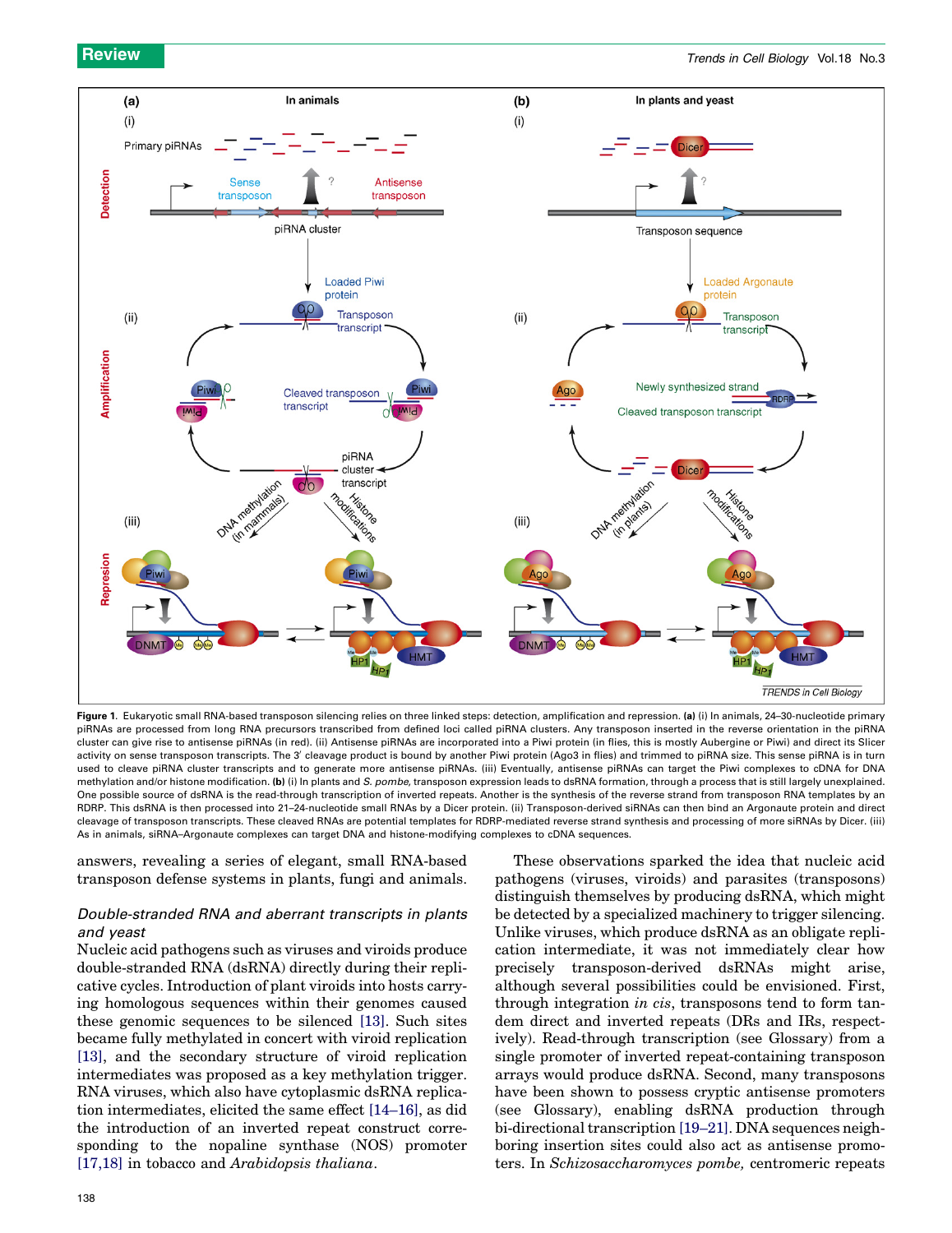**Figure 1.** Eukaryotic small RNA-based transposon silencing relies on three linked steps: detection, amplification and repression. **(a)** (i) In animals, 24–30-nucleotide primary piRNAs are processed from long RNA precursors transcribed from defined loci called piRNA clusters. Any transposon inserted in the reverse orientation in the piRNA cluster can give rise to antisense piRNAs (in red). (ii) Antisense piRNAs are incorporated into a Piwi protein (in flies, this is mostly Aubergine or Piwi) and direct its Slicer activity on sense transposon transcripts. The 3′ cleavage product is bound by another Piwi protein (Ago3 in flies) and trimmed to piRNA size. This sense piRNA is in turn used to cleave piRNA cluster transcripts and to generate more antisense piRNAs. (iii) Eventually, antisense piRNAs can target the Piwi complexes to cDNA for DNA methylation and/or histone modification. **(b)** (i) In plants and *S. pombe*, transposon expression leads to dsRNA formation, through a process that is still largely unexplained. One possible source of dsRNA is the read-through transcription of inverted repeats. Another is the synthesis of the reverse strand from transposon RNA templates by an RDRP. This dsRNA is then processed into 21–24-nucleotide small RNAs by a Dicer protein. (ii) Transposon-derived siRNAs can then bind an Argonaute protein and direct cleavage of transposon transcripts. These cleaved RNAs are potential templates for RDRP-mediated reverse strand synthesis and processing of more siRNAs by Dicer. (iii) As in animals, siRNA–Argonaute complexes can target DNA and histone-modifying complexes to cDNA sequences.

answers, revealing a series of elegant, small RNA-based transposon defense systems in plants, fungi and animals.

### *Double-stranded RNA and aberrant transcripts in plants and yeast*

Nucleic acid pathogens such as viruses and viroids produce double-stranded RNA (dsRNA) directly during their replicative cycles. Introduction of plant viroids into hosts carrying homologous sequences within their genomes caused these genomic sequences to be silenced [13]. Such sites became fully methylated in concert with viroid replication [13], and the secondary structure of viroid replication intermediates was proposed as a key methylation trigger. RNA viruses, which also have cytoplasmic dsRNA replication intermediates, elicited the same effect [14–16], as did the introduction of an inverted repeat construct corresponding to the nopaline synthase (NOS) promoter [17,18] in tobacco and *Arabidopsis thaliana*.

These observations sparked the idea that nucleic acid pathogens (viruses, viroids) and parasites (transposons) distinguish themselves by producing dsRNA, which might be detected by a specialized machinery to trigger silencing. Unlike viruses, which produce dsRNA as an obligate replication intermediate, it was not immediately clear how precisely transposon-derived dsRNAs might arise, although several possibilities could be envisioned. First, through integration *in cis*, transposons tend to form tandem direct and inverted repeats (DRs and IRs, respectively). Read-through transcription (see Glossary) from a single promoter of inverted repeat-containing transposon arrays would produce dsRNA. Second, many transposons have been shown to possess cryptic antisense promoters (see Glossary), enabling dsRNA production through bi-directional transcription [19–21]. DNA sequences neighboring insertion sites could also act as antisense promoters. In *Schizosaccharomyces pombe,* centromeric repeats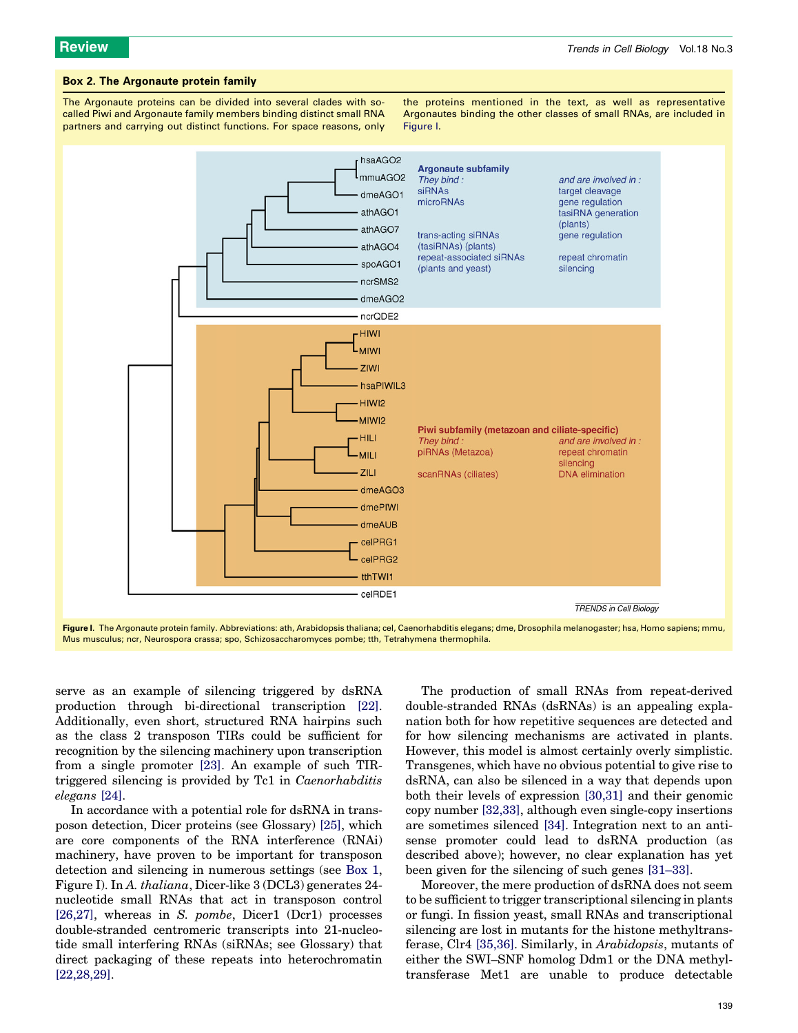### Box 2. The Argonaute protein family

The Argonaute proteins can be divided into several clades with so-called Piwi and Argonaute family members binding distinct small RNA partners and carrying out distinct functions. For space reasons, only the proteins mentioned in the text, as well as representative Argonautes binding the other classes of small RNAs, are included in Figure I.

**Figure I.** The Argonaute protein family. Abbreviations: ath, Arabidopsis thaliana; cel, Caenorhabditis elegans; dme, Drosophila melanogaster; hsa, Homo sapiens; mmu, Mus musculus; ncr, Neurospora crassa; spo, Schizosaccharomyces pombe; tth, Tetrahymena thermophila.

serve as an example of silencing triggered by dsRNA production through bi-directional transcription [22]. Additionally, even short, structured RNA hairpins such as the class 2 transposon TIRs could be sufficient for recognition by the silencing machinery upon transcription from a single promoter [23]. An example of such TIR-triggered silencing is provided by Tc1 in *Caenorhabditis elegans* [24].

In accordance with a potential role for dsRNA in transposon detection, Dicer proteins (see Glossary) [25], which are core components of the RNA interference (RNAi) machinery, have proven to be important for transposon detection and silencing in numerous settings (see Box 1, Figure I). In *A. thaliana*, Dicer-like 3 (DCL3) generates 24-nucleotide small RNAs that act in transposon control [26,27], whereas in *S. pombe*, Dicer1 (Dcr1) processes double-stranded centromeric transcripts into 21-nucleotide small interfering RNAs (siRNAs; see Glossary) that direct packaging of these repeats into heterochromatin [22,28,29].

The production of small RNAs from repeat-derived double-stranded RNAs (dsRNAs) is an appealing explanation both for how repetitive sequences are detected and for how silencing mechanisms are activated in plants. However, this model is almost certainly overly simplistic. Transgenes, which have no obvious potential to give rise to dsRNA, can also be silenced in a way that depends upon both their levels of expression [30,31] and their genomic copy number [32,33], although even single-copy insertions are sometimes silenced [34]. Integration next to an antisense promoter could lead to dsRNA production (as described above); however, no clear explanation has yet been given for the silencing of such genes [31–33].

Moreover, the mere production of dsRNA does not seem to be sufficient to trigger transcriptional silencing in plants or fungi. In fission yeast, small RNAs and transcriptional silencing are lost in mutants for the histone methyltransferase, Clr4 [35,36]. Similarly, in *Arabidopsis*, mutants of either the SWI–SNF homolog Ddm1 or the DNA methyltransferase Met1 are unable to produce detectable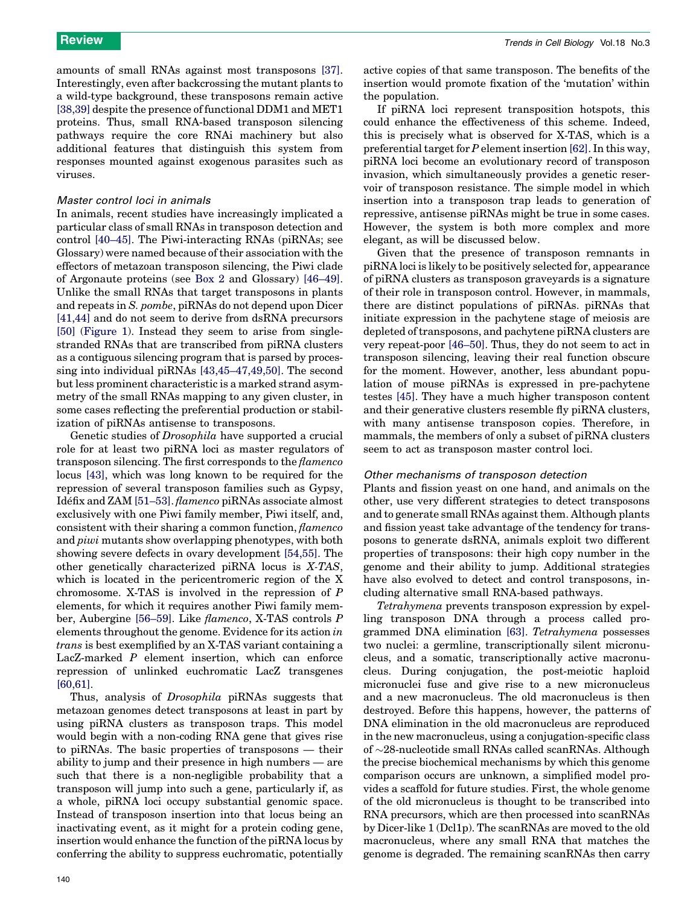amounts of small RNAs against most transposons [37]. Interestingly, even after backcrossing the mutant plants to a wild-type background, these transposons remain active [38,39] despite the presence of functional DDM1 and MET1 proteins. Thus, small RNA-based transposon silencing pathways require the core RNAi machinery but also additional features that distinguish this system from responses mounted against exogenous parasites such as viruses.

### *Master control loci in animals*

In animals, recent studies have increasingly implicated a particular class of small RNAs in transposon detection and control [40–45]. The Piwi-interacting RNAs (piRNAs; see Glossary) were named because of their association with the effectors of metazoan transposon silencing, the Piwi clade of Argonaute proteins (see Box 2 and Glossary) [46–49]. Unlike the small RNAs that target transposons in plants and repeats in *S. pombe*, piRNAs do not depend upon Dicer [41,44] and do not seem to derive from dsRNA precursors [50] (Figure 1). Instead they seem to arise from single-stranded RNAs that are transcribed from piRNA clusters as a contiguous silencing program that is parsed by processing into individual piRNAs [43,45–47,49,50]. The second but less prominent characteristic is a marked strand asymmetry of the small RNAs mapping to any given cluster, in some cases reflecting the preferential production or stabilization of piRNAs antisense to transposons.

Genetic studies of *Drosophila* have supported a crucial role for at least two piRNA loci as master regulators of transposon silencing. The first corresponds to the *flamenco* locus [43], which was long known to be required for the repression of several transposon families such as Gypsy, Idéfix and ZAM [51–53]. *flamenco* piRNAs associate almost exclusively with one Piwi family member, Piwi itself, and, consistent with their sharing a common function, *flamenco* and *piwi* mutants show overlapping phenotypes, with both showing severe defects in ovary development [54,55]. The other genetically characterized piRNA locus is *X-TAS*, which is located in the pericentromeric region of the X chromosome. X-TAS is involved in the repression of *P* elements, for which it requires another Piwi family member, Aubergine [56–59]. Like *flamenco*, X-TAS controls *P* elements throughout the genome. Evidence for its action *in trans* is best exemplified by an X-TAS variant containing a LacZ-marked *P* element insertion, which can enforce repression of unlinked euchromatic LacZ transgenes [60,61].

Thus, analysis of *Drosophila* piRNAs suggests that metazoan genomes detect transposons at least in part by using piRNA clusters as transposon traps. This model would begin with a non-coding RNA gene that gives rise to piRNAs. The basic properties of transposons — their ability to jump and their presence in high numbers — are such that there is a non-negligible probability that a transposon will jump into such a gene, particularly if, as a whole, piRNA loci occupy substantial genomic space. Instead of transposon insertion into that locus being an inactivating event, as it might for a protein coding gene, insertion would enhance the function of the piRNA locus by conferring the ability to suppress euchromatic, potentially active copies of that same transposon. The benefits of the insertion would promote fixation of the 'mutation' within the population.

If piRNA loci represent transposition hotspots, this could enhance the effectiveness of this scheme. Indeed, this is precisely what is observed for X-TAS, which is a preferential target for *P* element insertion [62]. In this way, piRNA loci become an evolutionary record of transposon invasion, which simultaneously provides a genetic reservoir of transposon resistance. The simple model in which insertion into a transposon trap leads to generation of repressive, antisense piRNAs might be true in some cases. However, the system is both more complex and more elegant, as will be discussed below.

Given that the presence of transposon remnants in piRNA loci is likely to be positively selected for, appearance of piRNA clusters as transposon graveyards is a signature of their role in transposon control. However, in mammals, there are distinct populations of piRNAs. piRNAs that initiate expression in the pachytene stage of meiosis are depleted of transposons, and pachytene piRNA clusters are very repeat-poor [46–50]. Thus, they do not seem to act in transposon silencing, leaving their real function obscure for the moment. However, another, less abundant population of mouse piRNAs is expressed in pre-pachytene testes [45]. They have a much higher transposon content and their generative clusters resemble fly piRNA clusters, with many antisense transposon copies. Therefore, in mammals, the members of only a subset of piRNA clusters seem to act as transposon master control loci.

### *Other mechanisms of transposon detection*

Plants and fission yeast on one hand, and animals on the other, use very different strategies to detect transposons and to generate small RNAs against them. Although plants and fission yeast take advantage of the tendency for transposons to generate dsRNA, animals exploit two different properties of transposons: their high copy number in the genome and their ability to jump. Additional strategies have also evolved to detect and control transposons, including alternative small RNA-based pathways.

*Tetrahymena* prevents transposon expression by expelling transposon DNA through a process called programmed DNA elimination [63]. *Tetrahymena* possesses two nuclei: a germline, transcriptionally silent micronucleus, and a somatic, transcriptionally active macronucleus. During conjugation, the post-meiotic haploid micronuclei fuse and give rise to a new micronucleus and a new macronucleus. The old macronucleus is then destroyed. Before this happens, however, the patterns of DNA elimination in the old macronucleus are reproduced in the new macronucleus, using a conjugation-specific class of ~28-nucleotide small RNAs called scanRNAs. Although the precise biochemical mechanisms by which this genome comparison occurs are unknown, a simplified model provides a scaffold for future studies. First, the whole genome of the old micronucleus is thought to be transcribed into RNA precursors, which are then processed into scanRNAs by Dicer-like 1 (Dcl1p). The scanRNAs are moved to the old macronucleus, where any small RNA that matches the genome is degraded. The remaining scanRNAs then carry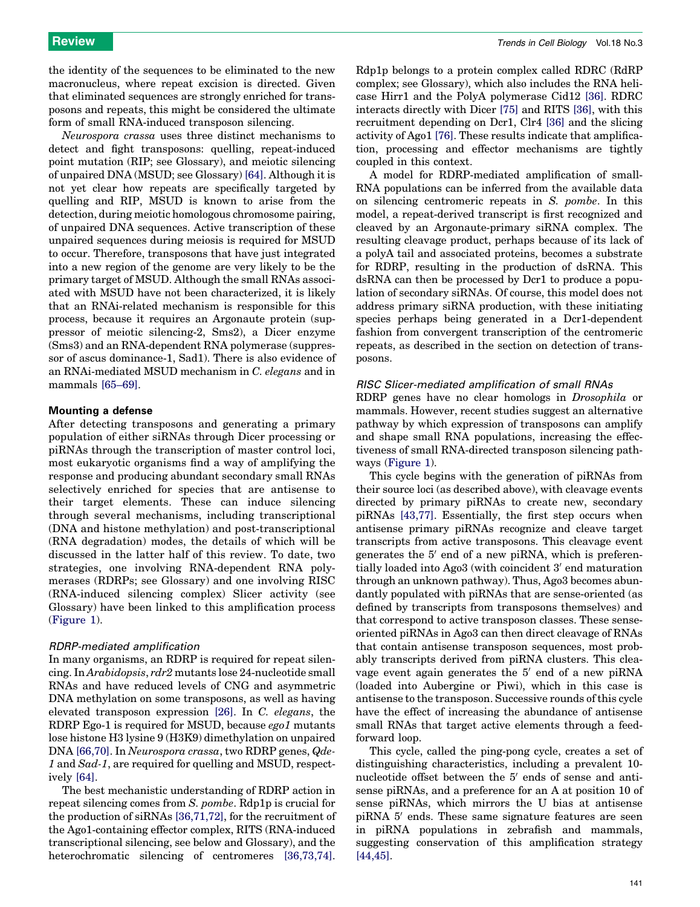the identity of the sequences to be eliminated to the new macronucleus, where repeat excision is directed. Given that eliminated sequences are strongly enriched for transposons and repeats, this might be considered the ultimate form of small RNA-induced transposon silencing.

*Neurospora crassa* uses three distinct mechanisms to detect and fight transposons: quelling, repeat-induced point mutation (RIP; see Glossary), and meiotic silencing of unpaired DNA (MSUD; see Glossary) [64]. Although it is not yet clear how repeats are specifically targeted by quelling and RIP, MSUD is known to arise from the detection, during meiotic homologous chromosome pairing, of unpaired DNA sequences. Active transcription of these unpaired sequences during meiosis is required for MSUD to occur. Therefore, transposons that have just integrated into a new region of the genome are very likely to be the primary target of MSUD. Although the small RNAs associated with MSUD have not been characterized, it is likely that an RNAi-related mechanism is responsible for this process, because it requires an Argonaute protein (suppressor of meiotic silencing-2, Sms2), a Dicer enzyme (Sms3) and an RNA-dependent RNA polymerase (suppressor of ascus dominance-1, Sad1). There is also evidence of an RNAi-mediated MSUD mechanism in *C. elegans* and in mammals [65–69].

## Mounting a defense

After detecting transposons and generating a primary population of either siRNAs through Dicer processing or piRNAs through the transcription of master control loci, most eukaryotic organisms find a way of amplifying the response and producing abundant secondary small RNAs selectively enriched for species that are antisense to their target elements. These can induce silencing through several mechanisms, including transcriptional (DNA and histone methylation) and post-transcriptional (RNA degradation) modes, the details of which will be discussed in the latter half of this review. To date, two strategies, one involving RNA-dependent RNA polymerases (RDRPs; see Glossary) and one involving RISC (RNA-induced silencing complex) Slicer activity (see Glossary) have been linked to this amplification process (Figure 1).

### *RDRP-mediated amplification*

In many organisms, an RDRP is required for repeat silencing. In *Arabidopsis*, *rdr2* mutants lose 24-nucleotide small RNAs and have reduced levels of CNG and asymmetric DNA methylation on some transposons, as well as having elevated transposon expression [26]. In *C. elegans*, the RDRP Ego-1 is required for MSUD, because *ego1* mutants lose histone H3 lysine 9 (H3K9) dimethylation on unpaired DNA [66,70]. In *Neurospora crassa*, two RDRP genes, *Qde-1* and *Sad-1*, are required for quelling and MSUD, respectively [64].

The best mechanistic understanding of RDRP action in repeat silencing comes from *S. pombe*. Rdp1p is crucial for the production of siRNAs [36,71,72], for the recruitment of the Ago1-containing effector complex, RITS (RNA-induced transcriptional silencing, see below and Glossary), and the heterochromatic silencing of centromeres [36,73,74]. Rdp1p belongs to a protein complex called RDRC (RdRP complex; see Glossary), which also includes the RNA helicase Hirr1 and the PolyA polymerase Cid12 [36]. RDRC interacts directly with Dicer [75] and RITS [36], with this recruitment depending on Dcr1, Clr4 [36] and the slicing activity of Ago1 [76]. These results indicate that amplification, processing and effector mechanisms are tightly coupled in this context.

A model for RDRP-mediated amplification of small-RNA populations can be inferred from the available data on silencing centromeric repeats in *S. pombe*. In this model, a repeat-derived transcript is first recognized and cleaved by an Argonaute-primary siRNA complex. The resulting cleavage product, perhaps because of its lack of a polyA tail and associated proteins, becomes a substrate for RDRP, resulting in the production of dsRNA. This dsRNA can then be processed by Dcr1 to produce a population of secondary siRNAs. Of course, this model does not address primary siRNA production, with these initiating species perhaps being generated in a Dcr1-dependent fashion from convergent transcription of the centromeric repeats, as described in the section on detection of transposons.

### *RISC Slicer-mediated amplification of small RNAs*

RDRP genes have no clear homologs in *Drosophila* or mammals. However, recent studies suggest an alternative pathway by which expression of transposons can amplify and shape small RNA populations, increasing the effectiveness of small RNA-directed transposon silencing pathways (Figure 1).

This cycle begins with the generation of piRNAs from their source loci (as described above), with cleavage events directed by primary piRNAs to create new, secondary piRNAs [43,77]. Essentially, the first step occurs when antisense primary piRNAs recognize and cleave target transcripts from active transposons. This cleavage event generates the 5′ end of a new piRNA, which is preferentially loaded into Ago3 (with coincident 3′ end maturation through an unknown pathway). Thus, Ago3 becomes abundantly populated with piRNAs that are sense-oriented (as defined by transcripts from transposons themselves) and that correspond to active transposon classes. These sense-oriented piRNAs in Ago3 can then direct cleavage of RNAs that contain antisense transposon sequences, most probably transcripts derived from piRNA clusters. This cleavage event again generates the 5′ end of a new piRNA (loaded into Aubergine or Piwi), which in this case is antisense to the transposon. Successive rounds of this cycle have the effect of increasing the abundance of antisense small RNAs that target active elements through a feed-forward loop.

This cycle, called the ping-pong cycle, creates a set of distinguishing characteristics, including a prevalent 10-nucleotide offset between the 5′ ends of sense and antisense piRNAs, and a preference for an A at position 10 of sense piRNAs, which mirrors the U bias at antisense piRNA 5′ ends. These same signature features are seen in piRNA populations in zebrafish and mammals, suggesting conservation of this amplification strategy [44,45].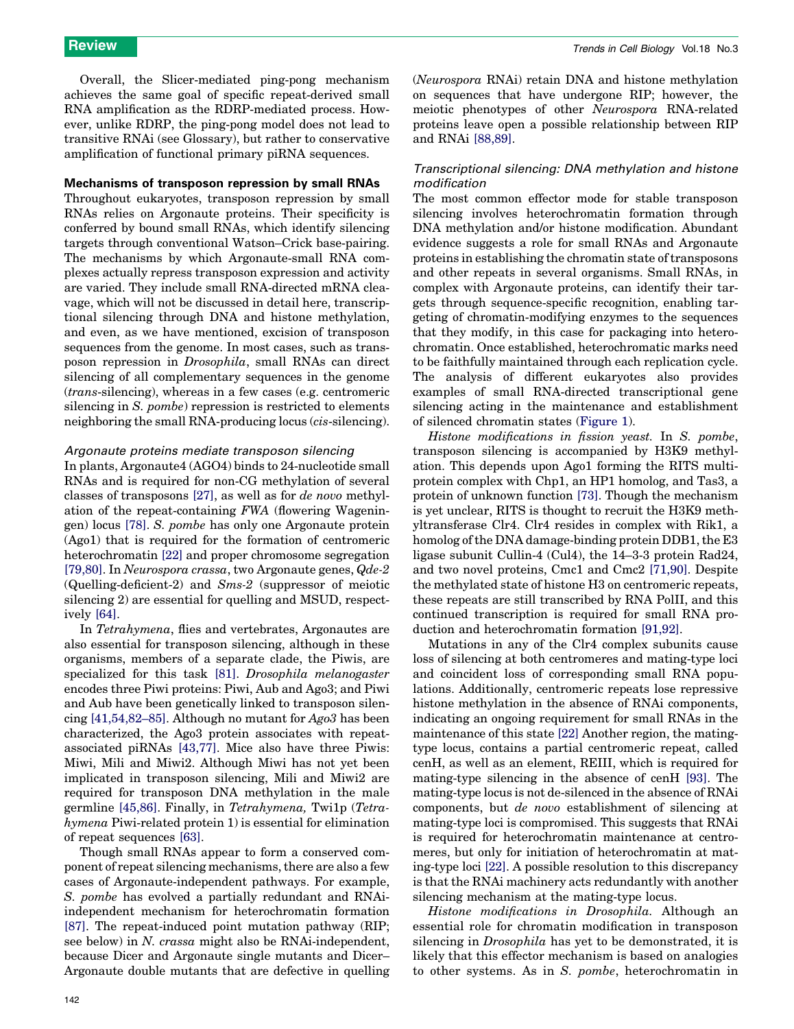Overall, the Slicer-mediated ping-pong mechanism achieves the same goal of specific repeat-derived small RNA amplification as the RDRP-mediated process. However, unlike RDRP, the ping-pong model does not lead to transitive RNAi (see Glossary), but rather to conservative amplification of functional primary piRNA sequences.

## Mechanisms of transposon repression by small RNAs

Throughout eukaryotes, transposon repression by small RNAs relies on Argonaute proteins. Their specificity is conferred by bound small RNAs, which identify silencing targets through conventional Watson–Crick base-pairing. The mechanisms by which Argonaute-small RNA complexes actually repress transposon expression and activity are varied. They include small RNA-directed mRNA cleavage, which will not be discussed in detail here, transcriptional silencing through DNA and histone methylation, and even, as we have mentioned, excision of transposon sequences from the genome. In most cases, such as transposon repression in *Drosophila*, small RNAs can direct silencing of all complementary sequences in the genome (*trans*-silencing), whereas in a few cases (e.g. centromeric silencing in *S. pombe*) repression is restricted to elements neighboring the small RNA-producing locus (*cis*-silencing).

### *Argonaute proteins mediate transposon silencing*

In plants, Argonaute4 (AGO4) binds to 24-nucleotide small RNAs and is required for non-CG methylation of several classes of transposons [27], as well as for *de novo* methylation of the repeat-containing *FWA* (flowering Wageningen) locus [78]. *S. pombe* has only one Argonaute protein (Ago1) that is required for the formation of centromeric heterochromatin [22] and proper chromosome segregation [79,80]. In *Neurospora crassa*, two Argonaute genes, *Qde-2* (Quelling-deficient-2) and *Sms-2* (suppressor of meiotic silencing 2) are essential for quelling and MSUD, respectively [64].

In *Tetrahymena*, flies and vertebrates, Argonautes are also essential for transposon silencing, although in these organisms, members of a separate clade, the Piwis, are specialized for this task [81]. *Drosophila melanogaster* encodes three Piwi proteins: Piwi, Aub and Ago3; and Piwi and Aub have been genetically linked to transposon silencing [41,54,82–85]. Although no mutant for *Ago3* has been characterized, the Ago3 protein associates with repeat-associated piRNAs [43,77]. Mice also have three Piwis: Miwi, Mili and Miwi2. Although Miwi has not yet been implicated in transposon silencing, Mili and Miwi2 are required for transposon DNA methylation in the male germline [45,86]. Finally, in *Tetrahymena,* Twi1p (*Tetrahymena* Piwi-related protein 1) is essential for elimination of repeat sequences [63].

Though small RNAs appear to form a conserved component of repeat silencing mechanisms, there are also a few cases of Argonaute-independent pathways. For example, *S. pombe* has evolved a partially redundant and RNAi-independent mechanism for heterochromatin formation [87]. The repeat-induced point mutation pathway (RIP; see below) in *N. crassa* might also be RNAi-independent, because Dicer and Argonaute single mutants and Dicer–Argonaute double mutants that are defective in quelling (*Neurospora* RNAi) retain DNA and histone methylation on sequences that have undergone RIP; however, the meiotic phenotypes of other *Neurospora* RNA-related proteins leave open a possible relationship between RIP and RNAi [88,89].

### *Transcriptional silencing: DNA methylation and histone modification*

The most common effector mode for stable transposon silencing involves heterochromatin formation through DNA methylation and/or histone modification. Abundant evidence suggests a role for small RNAs and Argonaute proteins in establishing the chromatin state of transposons and other repeats in several organisms. Small RNAs, in complex with Argonaute proteins, can identify their targets through sequence-specific recognition, enabling targeting of chromatin-modifying enzymes to the sequences that they modify, in this case for packaging into heterochromatin. Once established, heterochromatic marks need to be faithfully maintained through each replication cycle. The analysis of different eukaryotes also provides examples of small RNA-directed transcriptional gene silencing acting in the maintenance and establishment of silenced chromatin states (Figure 1).

*Histone modifications in fission yeast.* In *S. pombe*, transposon silencing is accompanied by H3K9 methylation. This depends upon Ago1 forming the RITS multiprotein complex with Chp1, an HP1 homolog, and Tas3, a protein of unknown function [73]. Though the mechanism is yet unclear, RITS is thought to recruit the H3K9 methyltransferase Clr4. Clr4 resides in complex with Rik1, a homolog of the DNA damage-binding protein DDB1, the E3 ligase subunit Cullin-4 (Cul4), the 14–3-3 protein Rad24, and two novel proteins, Cmc1 and Cmc2 [71,90]. Despite the methylated state of histone H3 on centromeric repeats, these repeats are still transcribed by RNA PolII, and this continued transcription is required for small RNA production and heterochromatin formation [91,92].

Mutations in any of the Clr4 complex subunits cause loss of silencing at both centromeres and mating-type loci and coincident loss of corresponding small RNA populations. Additionally, centromeric repeats lose repressive histone methylation in the absence of RNAi components, indicating an ongoing requirement for small RNAs in the maintenance of this state [22] Another region, the mating-type locus, contains a partial centromeric repeat, called cenH, as well as an element, REIII, which is required for mating-type silencing in the absence of cenH [93]. The mating-type locus is not de-silenced in the absence of RNAi components, but *de novo* establishment of silencing at mating-type loci is compromised. This suggests that RNAi is required for heterochromatin maintenance at centromeres, but only for initiation of heterochromatin at mating-type loci [22]. A possible resolution to this discrepancy is that the RNAi machinery acts redundantly with another silencing mechanism at the mating-type locus.

*Histone modifications in Drosophila.* Although an essential role for chromatin modification in transposon silencing in *Drosophila* has yet to be demonstrated, it is likely that this effector mechanism is based on analogies to other systems. As in *S. pombe*, heterochromatin in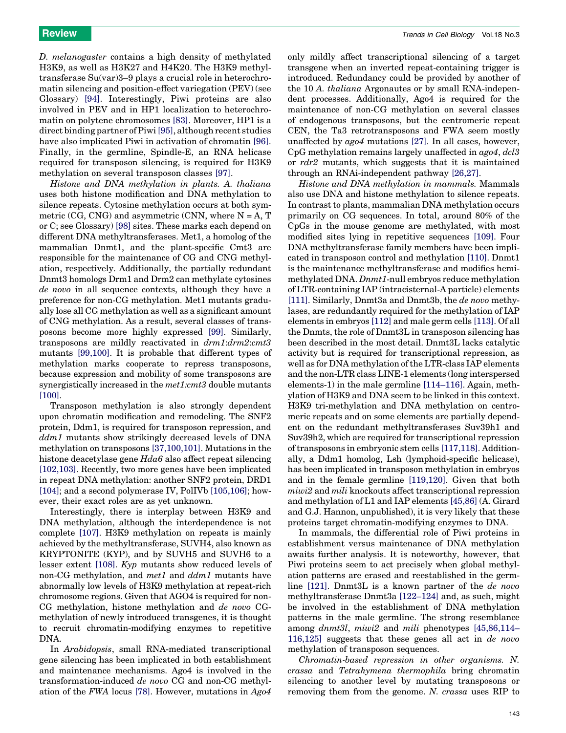*D. melanogaster* contains a high density of methylated H3K9, as well as H3K27 and H4K20. The H3K9 methyltransferase Su(var)3–9 plays a crucial role in heterochromatin silencing and position-effect variegation (PEV) (see Glossary) [94]. Interestingly, Piwi proteins are also involved in PEV and in HP1 localization to heterochromatin on polytene chromosomes [83]. Moreover, HP1 is a direct binding partner of Piwi [95], although recent studies have also implicated Piwi in activation of chromatin [96]. Finally, in the germline, Spindle-E, an RNA helicase required for transposon silencing, is required for H3K9 methylation on several transposon classes [97].

*Histone and DNA methylation in plants. A. thaliana* uses both histone modification and DNA methylation to silence repeats. Cytosine methylation occurs at both symmetric (CG, CNG) and asymmetric (CNN, where N = A, T or C; see Glossary) [98] sites. These marks each depend on different DNA methyltransferases. Met1, a homolog of the mammalian Dnmt1, and the plant-specific Cmt3 are responsible for the maintenance of CG and CNG methylation, respectively. Additionally, the partially redundant Dnmt3 homologs Drm1 and Drm2 can methylate cytosines *de novo* in all sequence contexts, although they have a preference for non-CG methylation. Met1 mutants gradually lose all CG methylation as well as a significant amount of CNG methylation. As a result, several classes of transposons become more highly expressed [99]. Similarly, transposons are mildly reactivated in *drm1:drm2:cmt3* mutants [99,100]. It is probable that different types of methylation marks cooperate to repress transposons, because expression and mobility of some transposons are synergistically increased in the *met1:cmt3* double mutants [100].

Transposon methylation is also strongly dependent upon chromatin modification and remodeling. The SNF2 protein, Ddm1, is required for transposon repression, and *ddm1* mutants show strikingly decreased levels of DNA methylation on transposons [37,100,101]. Mutations in the histone deacetylase gene *Hda6* also affect repeat silencing [102,103]. Recently, two more genes have been implicated in repeat DNA methylation: another SNF2 protein, DRD1 [104]; and a second polymerase IV, PolIVb [105,106]; however, their exact roles are as yet unknown.

Interestingly, there is interplay between H3K9 and DNA methylation, although the interdependence is not complete [107]. H3K9 methylation on repeats is mainly achieved by the methyltransferase, SUVH4, also known as KRYPTONITE (KYP), and by SUVH5 and SUVH6 to a lesser extent [108]. *Kyp* mutants show reduced levels of non-CG methylation, and *met1* and *ddm1* mutants have abnormally low levels of H3K9 methylation at repeat-rich chromosome regions. Given that AGO4 is required for non-CG methylation, histone methylation and *de novo* CG-methylation of newly introduced transgenes, it is thought to recruit chromatin-modifying enzymes to repetitive DNA.

In *Arabidopsis*, small RNA-mediated transcriptional gene silencing has been implicated in both establishment and maintenance mechanisms. Ago4 is involved in the transformation-induced *de novo* CG and non-CG methylation of the *FWA* locus [78]. However, mutations in *Ago4* only mildly affect transcriptional silencing of a target transgene when an inverted repeat-containing trigger is introduced. Redundancy could be provided by another of the 10 *A. thaliana* Argonautes or by small RNA-independent processes. Additionally, Ago4 is required for the maintenance of non-CG methylation on several classes of endogenous transposons, but the centromeric repeat CEN, the Ta3 retrotransposons and FWA seem mostly unaffected by *ago4* mutations [27]. In all cases, however, CpG methylation remains largely unaffected in *ago4*, *dcl3* or *rdr2* mutants, which suggests that it is maintained through an RNAi-independent pathway [26,27].

*Histone and DNA methylation in mammals.* Mammals also use DNA and histone methylation to silence repeats. In contrast to plants, mammalian DNA methylation occurs primarily on CG sequences. In total, around 80% of the CpGs in the mouse genome are methylated, with most modified sites lying in repetitive sequences [109]. Four DNA methyltransferase family members have been implicated in transposon control and methylation [110]. Dnmt1 is the maintenance methyltransferase and modifies hemimethylated DNA. *Dnmt1*-null embryos reduce methylation of LTR-containing IAP (intracisternal-A particle) elements [111]. Similarly, Dnmt3a and Dnmt3b, the *de novo* methylases, are redundantly required for the methylation of IAP elements in embryos [112] and male germ cells [113]. Of all the Dnmts, the role of Dnmt3L in transposon silencing has been described in the most detail. Dnmt3L lacks catalytic activity but is required for transcriptional repression, as well as for DNA methylation of the LTR-class IAP elements and the non-LTR class LINE-1 elements (long interspersed elements-1) in the male germline [114–116]. Again, methylation of H3K9 and DNA seem to be linked in this context. H3K9 tri-methylation and DNA methylation on centromeric repeats and on some elements are partially dependent on the redundant methyltransferases Suv39h1 and Suv39h2, which are required for transcriptional repression of transposons in embryonic stem cells [117,118]. Additionally, a Ddm1 homolog, Lsh (lymphoid-specific helicase), has been implicated in transposon methylation in embryos and in the female germline [119,120]. Given that both *miwi2* and *mili* knockouts affect transcriptional repression and methylation of L1 and IAP elements [45,86] (A. Girard and G.J. Hannon, unpublished), it is very likely that these proteins target chromatin-modifying enzymes to DNA.

In mammals, the differential role of Piwi proteins in establishment versus maintenance of DNA methylation awaits further analysis. It is noteworthy, however, that Piwi proteins seem to act precisely when global methylation patterns are erased and reestablished in the germline [121]. Dnmt3L is a known partner of the *de novo* methyltransferase Dnmt3a [122–124] and, as such, might be involved in the establishment of DNA methylation patterns in the male germline. The strong resemblance among *dnmt3l*, *miwi2* and *mili* phenotypes [45,86,114–116,125] suggests that these genes all act in *de novo* methylation of transposon sequences.

*Chromatin-based repression in other organisms. N. crassa* and *Tetrahymena thermophila* bring chromatin silencing to another level by mutating transposons or removing them from the genome. *N. crassa* uses RIP to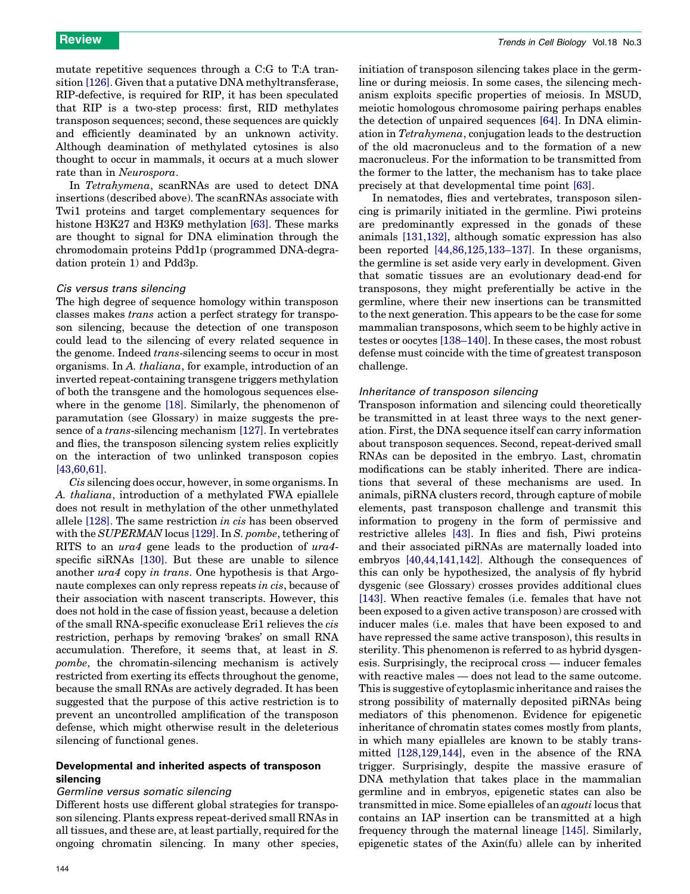mutate repetitive sequences through a C:G to T:A transition [126]. Given that a putative DNA methyltransferase, RIP-defective, is required for RIP, it has been speculated that RIP is a two-step process: first, RID methylates transposon sequences; second, these sequences are quickly and efficiently deaminated by an unknown activity. Although deamination of methylated cytosines is also thought to occur in mammals, it occurs at a much slower rate than in *Neurospora*.

In *Tetrahymena*, scanRNAs are used to detect DNA insertions (described above). The scanRNAs associate with Twi1 proteins and target complementary sequences for histone H3K27 and H3K9 methylation [63]. These marks are thought to signal for DNA elimination through the chromodomain proteins Pdd1p (programmed DNA-degradation protein 1) and Pdd3p.

### *Cis versus trans silencing*

The high degree of sequence homology within transposon classes makes *trans* action a perfect strategy for transposon silencing, because the detection of one transposon could lead to the silencing of every related sequence in the genome. Indeed *trans*-silencing seems to occur in most organisms. In *A. thaliana*, for example, introduction of an inverted repeat-containing transgene triggers methylation of both the transgene and the homologous sequences elsewhere in the genome [18]. Similarly, the phenomenon of paramutation (see Glossary) in maize suggests the presence of a *trans*-silencing mechanism [127]. In vertebrates and flies, the transposon silencing system relies explicitly on the interaction of two unlinked transposon copies [43,60,61].

*Cis* silencing does occur, however, in some organisms. In *A. thaliana*, introduction of a methylated FWA epiallele does not result in methylation of the other unmethylated allele [128]. The same restriction *in cis* has been observed with the *SUPERMAN* locus [129]. In *S. pombe*, tethering of RITS to an *ura4* gene leads to the production of *ura4*-specific siRNAs [130]. But these are unable to silence another *ura4* copy *in trans*. One hypothesis is that Argonaute complexes can only repress repeats *in cis*, because of their association with nascent transcripts. However, this does not hold in the case of fission yeast, because a deletion of the small RNA-specific exonuclease Eri1 relieves the *cis* restriction, perhaps by removing 'brakes' on small RNA accumulation. Therefore, it seems that, at least in *S. pombe*, the chromatin-silencing mechanism is actively restricted from exerting its effects throughout the genome, because the small RNAs are actively degraded. It has been suggested that the purpose of this active restriction is to prevent an uncontrolled amplification of the transposon defense, which might otherwise result in the deleterious silencing of functional genes.

## Developmental and inherited aspects of transposon silencing

### *Germline versus somatic silencing*

Different hosts use different global strategies for transposon silencing. Plants express repeat-derived small RNAs in all tissues, and these are, at least partially, required for the ongoing chromatin silencing. In many other species, initiation of transposon silencing takes place in the germline or during meiosis. In some cases, the silencing mechanism exploits specific properties of meiosis. In MSUD, meiotic homologous chromosome pairing perhaps enables the detection of unpaired sequences [64]. In DNA elimination in *Tetrahymena*, conjugation leads to the destruction of the old macronucleus and to the formation of a new macronucleus. For the information to be transmitted from the former to the latter, the mechanism has to take place precisely at that developmental time point [63].

In nematodes, flies and vertebrates, transposon silencing is primarily initiated in the germline. Piwi proteins are predominantly expressed in the gonads of these animals [131,132], although somatic expression has also been reported [44,86,125,133–137]. In these organisms, the germline is set aside very early in development. Given that somatic tissues are an evolutionary dead-end for transposons, they might preferentially be active in the germline, where their new insertions can be transmitted to the next generation. This appears to be the case for some mammalian transposons, which seem to be highly active in testes or oocytes [138–140]. In these cases, the most robust defense must coincide with the time of greatest transposon challenge.

### *Inheritance of transposon silencing*

Transposon information and silencing could theoretically be transmitted in at least three ways to the next generation. First, the DNA sequence itself can carry information about transposon sequences. Second, repeat-derived small RNAs can be deposited in the embryo. Last, chromatin modifications can be stably inherited. There are indications that several of these mechanisms are used. In animals, piRNA clusters record, through capture of mobile elements, past transposon challenge and transmit this information to progeny in the form of permissive and restrictive alleles [43]. In flies and fish, Piwi proteins and their associated piRNAs are maternally loaded into embryos [40,44,141,142]. Although the consequences of this can only be hypothesized, the analysis of fly hybrid dysgenic (see Glossary) crosses provides additional clues [143]. When reactive females (i.e. females that have not been exposed to a given active transposon) are crossed with inducer males (i.e. males that have been exposed to and have repressed the same active transposon), this results in sterility. This phenomenon is referred to as hybrid dysgenesis. Surprisingly, the reciprocal cross — inducer females with reactive males — does not lead to the same outcome. This is suggestive of cytoplasmic inheritance and raises the strong possibility of maternally deposited piRNAs being mediators of this phenomenon. Evidence for epigenetic inheritance of chromatin states comes mostly from plants, in which many epialleles are known to be stably transmitted [128,129,144], even in the absence of the RNA trigger. Surprisingly, despite the massive erasure of DNA methylation that takes place in the mammalian germline and in embryos, epigenetic states can also be transmitted in mice. Some epialleles of an *agouti* locus that contains an IAP insertion can be transmitted at a high frequency through the maternal lineage [145]. Similarly, epigenetic states of the Axin(fu) allele can by inherited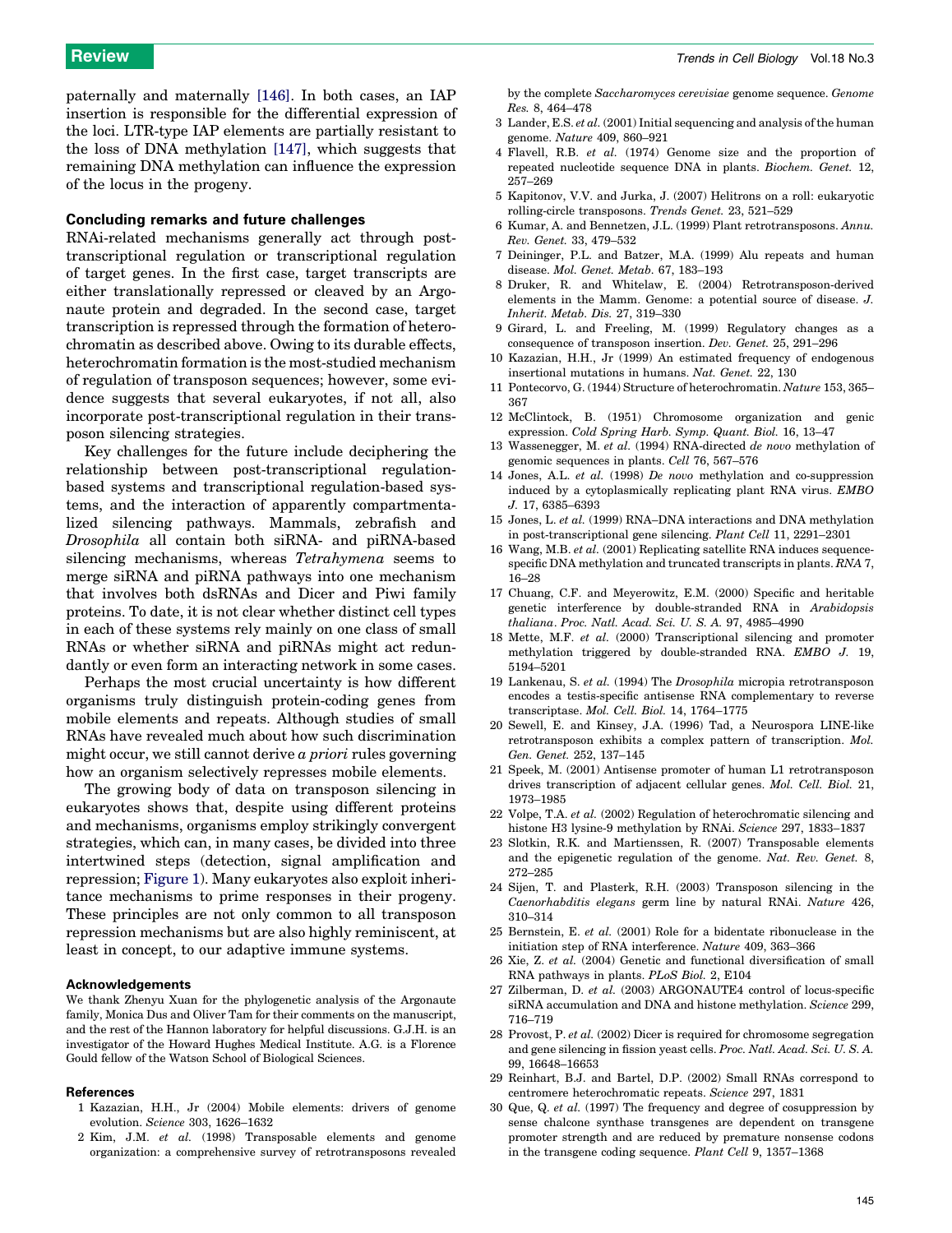paternally and maternally [146]. In both cases, an IAP insertion is responsible for the differential expression of the loci. LTR-type IAP elements are partially resistant to the loss of DNA methylation [147], which suggests that remaining DNA methylation can influence the expression of the locus in the progeny.

### Concluding remarks and future challenges

RNAi-related mechanisms generally act through post-transcriptional regulation or transcriptional regulation of target genes. In the first case, target transcripts are either translationally repressed or cleaved by an Argonaute protein and degraded. In the second case, target transcription is repressed through the formation of heterochromatin as described above. Owing to its durable effects, heterochromatin formation is the most-studied mechanism of regulation of transposon sequences; however, some evidence suggests that several eukaryotes, if not all, also incorporate post-transcriptional regulation in their transposon silencing strategies.

Key challenges for the future include deciphering the relationship between post-transcriptional regulation-based systems and transcriptional regulation-based systems, and the interaction of apparently compartmentalized silencing pathways. Mammals, zebrafish and *Drosophila* all contain both siRNA- and piRNA-based silencing mechanisms, whereas *Tetrahymena* seems to merge siRNA and piRNA pathways into one mechanism that involves both dsRNAs and Dicer and Piwi family proteins. To date, it is not clear whether distinct cell types in each of these systems rely mainly on one class of small RNAs or whether siRNA and piRNAs might act redundantly or even form an interacting network in some cases.

Perhaps the most crucial uncertainty is how different organisms truly distinguish protein-coding genes from mobile elements and repeats. Although studies of small RNAs have revealed much about how such discrimination might occur, we still cannot derive *a priori* rules governing how an organism selectively represses mobile elements.

The growing body of data on transposon silencing in eukaryotes shows that, despite using different proteins and mechanisms, organisms employ strikingly convergent strategies, which can, in many cases, be divided into three intertwined steps (detection, signal amplification and repression; Figure 1). Many eukaryotes also exploit inheritance mechanisms to prime responses in their progeny. These principles are not only common to all transposon repression mechanisms but are also highly reminiscent, at least in concept, to our adaptive immune systems.

### Acknowledgements

We thank Zhenyu Xuan for the phylogenetic analysis of the Argonaute family, Monica Dus and Oliver Tam for their comments on the manuscript, and the rest of the Hannon laboratory for helpful discussions. G.J.H. is an investigator of the Howard Hughes Medical Institute. A.G. is a Florence Gould fellow of the Watson School of Biological Sciences.

### References

1 Kazazian, H.H., Jr (2004) Mobile elements: drivers of genome evolution. *Science* 303, 1626–1632

2 Kim, J.M. *et al.* (1998) Transposable elements and genome organization: a comprehensive survey of retrotransposons revealed by the complete *Saccharomyces cerevisiae* genome sequence. *Genome Res.* 8, 464–478

3 Lander, E.S. *et al.* (2001) Initial sequencing and analysis of the human genome. *Nature* 409, 860–921

4 Flavell, R.B. *et al.* (1974) Genome size and the proportion of repeated nucleotide sequence DNA in plants. *Biochem. Genet.* 12, 257–269

5 Kapitonov, V.V. and Jurka, J. (2007) Helitrons on a roll: eukaryotic rolling-circle transposons. *Trends Genet.* 23, 521–529

6 Kumar, A. and Bennetzen, J.L. (1999) Plant retrotransposons. *Annu. Rev. Genet.* 33, 479–532

7 Deininger, P.L. and Batzer, M.A. (1999) Alu repeats and human disease. *Mol. Genet. Metab.* 67, 183–193

8 Druker, R. and Whitelaw, E. (2004) Retrotransposon-derived elements in the Mamm. Genome: a potential source of disease. *J. Inherit. Metab. Dis.* 27, 319–330

9 Girard, L. and Freeling, M. (1999) Regulatory changes as a consequence of transposon insertion. *Dev. Genet.* 25, 291–296

10 Kazazian, H.H., Jr (1999) An estimated frequency of endogenous insertional mutations in humans. *Nat. Genet.* 22, 130

11 Pontecorvo, G. (1944) Structure of heterochromatin. *Nature* 153, 365–367

12 McClintock, B. (1951) Chromosome organization and genic expression. *Cold Spring Harb. Symp. Quant. Biol.* 16, 13–47

13 Wassenegger, M. *et al.* (1994) RNA-directed *de novo* methylation of genomic sequences in plants. *Cell* 76, 567–576

14 Jones, A.L. *et al.* (1998) *De novo* methylation and co-suppression induced by a cytoplasmically replicating plant RNA virus. *EMBO J.* 17, 6385–6393

15 Jones, L. *et al.* (1999) RNA–DNA interactions and DNA methylation in post-transcriptional gene silencing. *Plant Cell* 11, 2291–2301

16 Wang, M.B. *et al.* (2001) Replicating satellite RNA induces sequence-specific DNA methylation and truncated transcripts in plants. *RNA* 7, 16–28

17 Chuang, C.F. and Meyerowitz, E.M. (2000) Specific and heritable genetic interference by double-stranded RNA in *Arabidopsis thaliana*. *Proc. Natl. Acad. Sci. U. S. A.* 97, 4985–4990

18 Mette, M.F. *et al.* (2000) Transcriptional silencing and promoter methylation triggered by double-stranded RNA. *EMBO J.* 19, 5194–5201

19 Lankenau, S. *et al.* (1994) The *Drosophila* micropia retrotransposon encodes a testis-specific antisense RNA complementary to reverse transcriptase. *Mol. Cell. Biol.* 14, 1764–1775

20 Sewell, E. and Kinsey, J.A. (1996) Tad, a Neurospora LINE-like retrotransposon exhibits a complex pattern of transcription. *Mol. Gen. Genet.* 252, 137–145

21 Speek, M. (2001) Antisense promoter of human L1 retrotransposon drives transcription of adjacent cellular genes. *Mol. Cell. Biol.* 21, 1973–1985

22 Volpe, T.A. *et al.* (2002) Regulation of heterochromatic silencing and histone H3 lysine-9 methylation by RNAi. *Science* 297, 1833–1837

23 Slotkin, R.K. and Martienssen, R. (2007) Transposable elements and the epigenetic regulation of the genome. *Nat. Rev. Genet.* 8, 272–285

24 Sijen, T. and Plasterk, R.H. (2003) Transposon silencing in the *Caenorhabditis elegans* germ line by natural RNAi. *Nature* 426, 310–314

25 Bernstein, E. *et al.* (2001) Role for a bidentate ribonuclease in the initiation step of RNA interference. *Nature* 409, 363–366

26 Xie, Z. *et al.* (2004) Genetic and functional diversification of small RNA pathways in plants. *PLoS Biol.* 2, E104

27 Zilberman, D. *et al.* (2003) ARGONAUTE4 control of locus-specific siRNA accumulation and DNA and histone methylation. *Science* 299, 716–719

28 Provost, P. *et al.* (2002) Dicer is required for chromosome segregation and gene silencing in fission yeast cells. *Proc. Natl. Acad. Sci. U. S. A.* 99, 16648–16653

29 Reinhart, B.J. and Bartel, D.P. (2002) Small RNAs correspond to centromere heterochromatic repeats. *Science* 297, 1831

30 Que, Q. *et al.* (1997) The frequency and degree of cosuppression by sense chalcone synthase transgenes are dependent on transgene promoter strength and are reduced by premature nonsense codons in the transgene coding sequence. *Plant Cell* 9, 1357–1368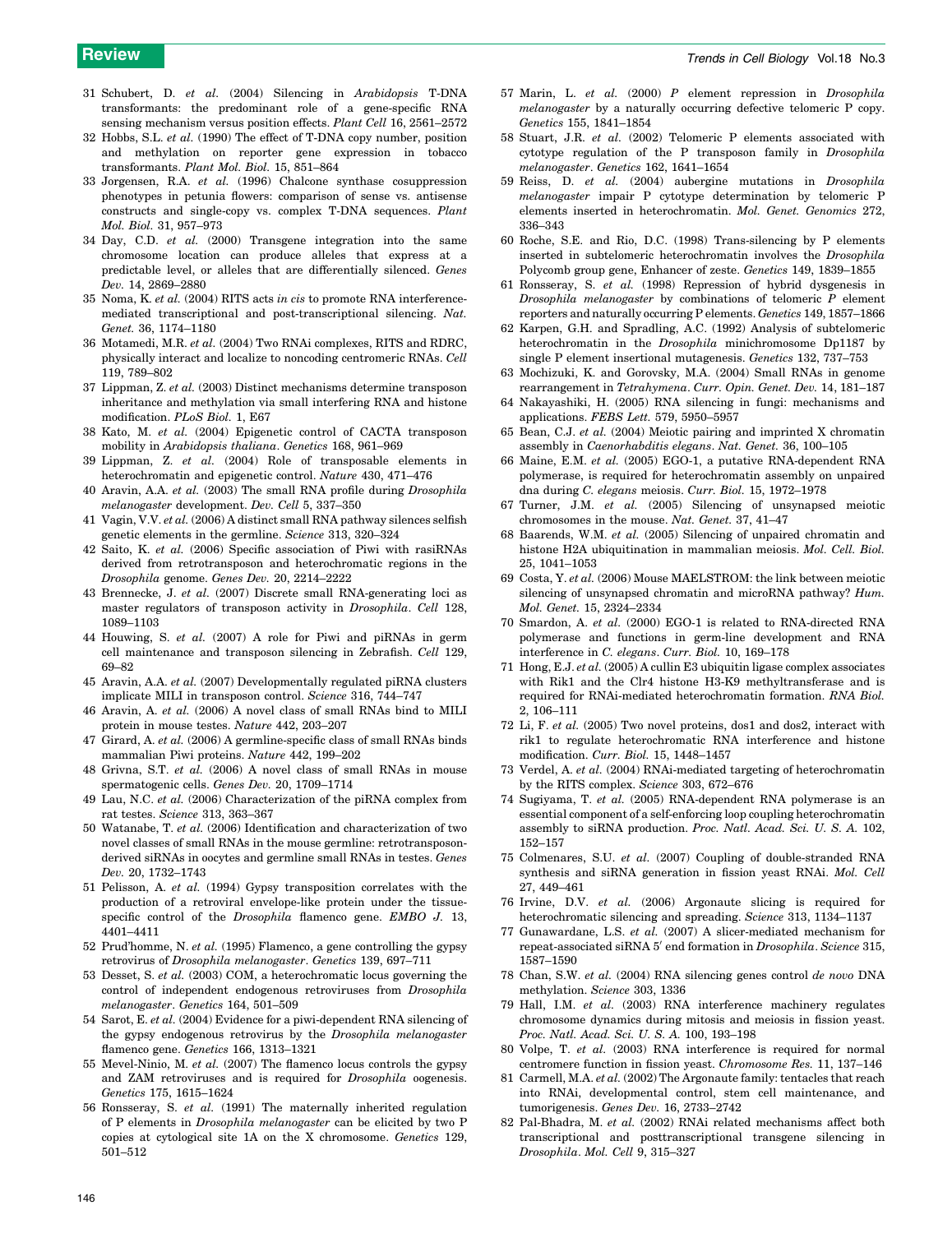31 Schubert, D. *et al.* (2004) Silencing in *Arabidopsis* T-DNA transformants: the predominant role of a gene-specific RNA sensing mechanism versus position effects. *Plant Cell* 16, 2561–2572

32 Hobbs, S.L. *et al.* (1990) The effect of T-DNA copy number, position and methylation on reporter gene expression in tobacco transformants. *Plant Mol. Biol.* 15, 851–864

33 Jorgensen, R.A. *et al.* (1996) Chalcone synthase cosuppression phenotypes in petunia flowers: comparison of sense vs. antisense constructs and single-copy vs. complex T-DNA sequences. *Plant Mol. Biol.* 31, 957–973

34 Day, C.D. *et al.* (2000) Transgene integration into the same chromosome location can produce alleles that express at a predictable level, or alleles that are differentially silenced. *Genes Dev.* 14, 2869–2880

35 Noma, K. *et al.* (2004) RITS acts *in cis* to promote RNA interference-mediated transcriptional and post-transcriptional silencing. *Nat. Genet.* 36, 1174–1180

36 Motamedi, M.R. *et al.* (2004) Two RNAi complexes, RITS and RDRC, physically interact and localize to noncoding centromeric RNAs. *Cell* 119, 789–802

37 Lippman, Z. *et al.* (2003) Distinct mechanisms determine transposon inheritance and methylation via small interfering RNA and histone modification. *PLoS Biol.* 1, E67

38 Kato, M. *et al.* (2004) Epigenetic control of CACTA transposon mobility in *Arabidopsis thaliana*. *Genetics* 168, 961–969

39 Lippman, Z. *et al.* (2004) Role of transposable elements in heterochromatin and epigenetic control. *Nature* 430, 471–476

40 Aravin, A.A. *et al.* (2003) The small RNA profile during *Drosophila melanogaster* development. *Dev. Cell* 5, 337–350

41 Vagin, V.V. *et al.* (2006) A distinct small RNA pathway silences selfish genetic elements in the germline. *Science* 313, 320–324

42 Saito, K. *et al.* (2006) Specific association of Piwi with rasiRNAs derived from retrotransposon and heterochromatic regions in the *Drosophila* genome. *Genes Dev.* 20, 2214–2222

43 Brennecke, J. *et al.* (2007) Discrete small RNA-generating loci as master regulators of transposon activity in *Drosophila*. *Cell* 128, 1089–1103

44 Houwing, S. *et al.* (2007) A role for Piwi and piRNAs in germ cell maintenance and transposon silencing in Zebrafish. *Cell* 129, 69–82

45 Aravin, A.A. *et al.* (2007) Developmentally regulated piRNA clusters implicate MILI in transposon control. *Science* 316, 744–747

46 Aravin, A. *et al.* (2006) A novel class of small RNAs bind to MILI protein in mouse testes. *Nature* 442, 203–207

47 Girard, A. *et al.* (2006) A germline-specific class of small RNAs binds mammalian Piwi proteins. *Nature* 442, 199–202

48 Grivna, S.T. *et al.* (2006) A novel class of small RNAs in mouse spermatogenic cells. *Genes Dev.* 20, 1709–1714

49 Lau, N.C. *et al.* (2006) Characterization of the piRNA complex from rat testes. *Science* 313, 363–367

50 Watanabe, T. *et al.* (2006) Identification and characterization of two novel classes of small RNAs in the mouse germline: retrotransposon-derived siRNAs in oocytes and germline small RNAs in testes. *Genes Dev.* 20, 1732–1743

51 Pelisson, A. *et al.* (1994) Gypsy transposition correlates with the production of a retroviral envelope-like protein under the tissue-specific control of the *Drosophila* flamenco gene. *EMBO J.* 13, 4401–4411

52 Prud'homme, N. *et al.* (1995) Flamenco, a gene controlling the gypsy retrovirus of *Drosophila melanogaster*. *Genetics* 139, 697–711

53 Desset, S. *et al.* (2003) COM, a heterochromatic locus governing the control of independent endogenous retroviruses from *Drosophila melanogaster*. *Genetics* 164, 501–509

54 Sarot, E. *et al.* (2004) Evidence for a piwi-dependent RNA silencing of the gypsy endogenous retrovirus by the *Drosophila melanogaster* flamenco gene. *Genetics* 166, 1313–1321

55 Mevel-Ninio, M. *et al.* (2007) The flamenco locus controls the gypsy and ZAM retroviruses and is required for *Drosophila* oogenesis. *Genetics* 175, 1615–1624

56 Ronsseray, S. *et al.* (1991) The maternally inherited regulation of P elements in *Drosophila melanogaster* can be elicited by two P copies at cytological site 1A on the X chromosome. *Genetics* 129, 501–512

57 Marin, L. *et al.* (2000) *P* element repression in *Drosophila melanogaster* by a naturally occurring defective telomeric P copy. *Genetics* 155, 1841–1854

58 Stuart, J.R. *et al.* (2002) Telomeric P elements associated with cytotype regulation of the P transposon family in *Drosophila melanogaster*. *Genetics* 162, 1641–1654

59 Reiss, D. *et al.* (2004) aubergine mutations in *Drosophila melanogaster* impair P cytotype determination by telomeric P elements inserted in heterochromatin. *Mol. Genet. Genomics* 272, 336–343

60 Roche, S.E. and Rio, D.C. (1998) Trans-silencing by P elements inserted in subtelomeric heterochromatin involves the *Drosophila* Polycomb group gene, Enhancer of zeste. *Genetics* 149, 1839–1855

61 Ronsseray, S. *et al.* (1998) Repression of hybrid dysgenesis in *Drosophila melanogaster* by combinations of telomeric *P* element reporters and naturally occurring P elements. *Genetics* 149, 1857–1866

62 Karpen, G.H. and Spradling, A.C. (1992) Analysis of subtelomeric heterochromatin in the *Drosophila* minichromosome Dp1187 by single P element insertional mutagenesis. *Genetics* 132, 737–753

63 Mochizuki, K. and Gorovsky, M.A. (2004) Small RNAs in genome rearrangement in *Tetrahymena*. *Curr. Opin. Genet. Dev.* 14, 181–187

64 Nakayashiki, H. (2005) RNA silencing in fungi: mechanisms and applications. *FEBS Lett.* 579, 5950–5957

65 Bean, C.J. *et al.* (2004) Meiotic pairing and imprinted X chromatin assembly in *Caenorhabditis elegans*. *Nat. Genet.* 36, 100–105

66 Maine, E.M. *et al.* (2005) EGO-1, a putative RNA-dependent RNA polymerase, is required for heterochromatin assembly on unpaired dna during *C. elegans* meiosis. *Curr. Biol.* 15, 1972–1978

67 Turner, J.M. *et al.* (2005) Silencing of unsynapsed meiotic chromosomes in the mouse. *Nat. Genet.* 37, 41–47

68 Baarends, W.M. *et al.* (2005) Silencing of unpaired chromatin and histone H2A ubiquitination in mammalian meiosis. *Mol. Cell. Biol.* 25, 1041–1053

69 Costa, Y. *et al.* (2006) Mouse MAELSTROM: the link between meiotic silencing of unsynapsed chromatin and microRNA pathway? *Hum. Mol. Genet.* 15, 2324–2334

70 Smardon, A. *et al.* (2000) EGO-1 is related to RNA-directed RNA polymerase and functions in germ-line development and RNA interference in *C. elegans*. *Curr. Biol.* 10, 169–178

71 Hong, E.J. *et al.* (2005) A cullin E3 ubiquitin ligase complex associates with Rik1 and the Clr4 histone H3-K9 methyltransferase and is required for RNAi-mediated heterochromatin formation. *RNA Biol.* 2, 106–111

72 Li, F. *et al.* (2005) Two novel proteins, dos1 and dos2, interact with rik1 to regulate heterochromatic RNA interference and histone modification. *Curr. Biol.* 15, 1448–1457

73 Verdel, A. *et al.* (2004) RNAi-mediated targeting of heterochromatin by the RITS complex. *Science* 303, 672–676

74 Sugiyama, T. *et al.* (2005) RNA-dependent RNA polymerase is an essential component of a self-enforcing loop coupling heterochromatin assembly to siRNA production. *Proc. Natl. Acad. Sci. U. S. A.* 102, 152–157

75 Colmenares, S.U. *et al.* (2007) Coupling of double-stranded RNA synthesis and siRNA generation in fission yeast RNAi. *Mol. Cell* 27, 449–461

76 Irvine, D.V. *et al.* (2006) Argonaute slicing is required for heterochromatic silencing and spreading. *Science* 313, 1134–1137

77 Gunawardane, L.S. *et al.* (2007) A slicer-mediated mechanism for repeat-associated siRNA 5′ end formation in *Drosophila*. *Science* 315, 1587–1590

78 Chan, S.W. *et al.* (2004) RNA silencing genes control *de novo* DNA methylation. *Science* 303, 1336

79 Hall, I.M. *et al.* (2003) RNA interference machinery regulates chromosome dynamics during mitosis and meiosis in fission yeast. *Proc. Natl. Acad. Sci. U. S. A.* 100, 193–198

80 Volpe, T. *et al.* (2003) RNA interference is required for normal centromere function in fission yeast. *Chromosome Res.* 11, 137–146

81 Carmell, M.A. *et al.* (2002) The Argonaute family: tentacles that reach into RNAi, developmental control, stem cell maintenance, and tumorigenesis. *Genes Dev.* 16, 2733–2742

82 Pal-Bhadra, M. *et al.* (2002) RNAi related mechanisms affect both transcriptional and posttranscriptional transgene silencing in *Drosophila*. *Mol. Cell* 9, 315–327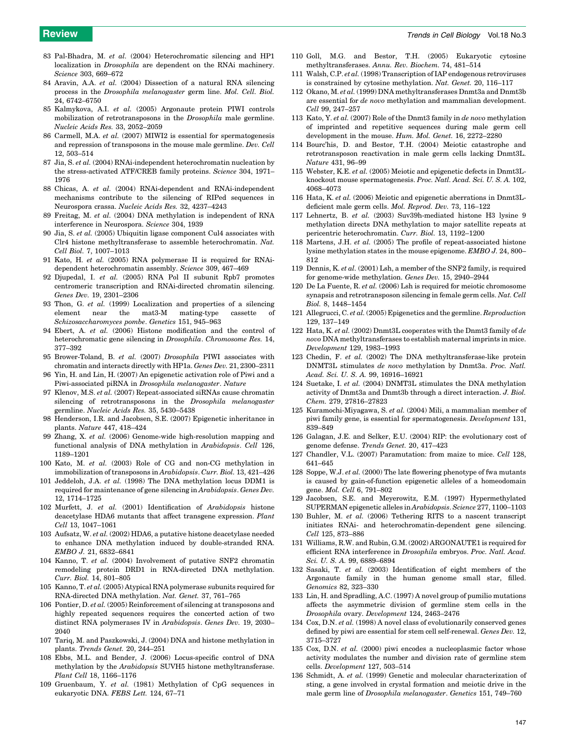83 Pal-Bhadra, M. *et al.* (2004) Heterochromatic silencing and HP1 localization in *Drosophila* are dependent on the RNAi machinery. *Science* 303, 669–672

84 Aravin, A.A. *et al.* (2004) Dissection of a natural RNA silencing process in the *Drosophila melanogaster* germ line. *Mol. Cell. Biol.* 24, 6742–6750

85 Kalmykova, A.I. *et al.* (2005) Argonaute protein PIWI controls mobilization of retrotransposons in the *Drosophila* male germline. *Nucleic Acids Res.* 33, 2052–2059

86 Carmell, M.A. *et al.* (2007) MIWI2 is essential for spermatogenesis and repression of transposons in the mouse male germline. *Dev. Cell* 12, 503–514

87 Jia, S. *et al.* (2004) RNAi-independent heterochromatin nucleation by the stress-activated ATF/CREB family proteins. *Science* 304, 1971–1976

88 Chicas, A. *et al.* (2004) RNAi-dependent and RNAi-independent mechanisms contribute to the silencing of RIPed sequences in Neurospora crassa. *Nucleic Acids Res.* 32, 4237–4243

89 Freitag, M. *et al.* (2004) DNA methylation is independent of RNA interference in Neurospora. *Science* 304, 1939

90 Jia, S. *et al.* (2005) Ubiquitin ligase component Cul4 associates with Clr4 histone methyltransferase to assemble heterochromatin. *Nat. Cell Biol.* 7, 1007–1013

91 Kato, H. *et al.* (2005) RNA polymerase II is required for RNAi-dependent heterochromatin assembly. *Science* 309, 467–469

92 Djupedal, I. *et al.* (2005) RNA Pol II subunit Rpb7 promotes centromeric transcription and RNAi-directed chromatin silencing. *Genes Dev.* 19, 2301–2306

93 Thon, G. *et al.* (1999) Localization and properties of a silencing element near the mat3-M mating-type cassette of *Schizosaccharomyces pombe*. *Genetics* 151, 945–963

94 Ebert, A. *et al.* (2006) Histone modification and the control of heterochromatic gene silencing in *Drosophila*. *Chromosome Res.* 14, 377–392

95 Brower-Toland, B. *et al.* (2007) *Drosophila* PIWI associates with chromatin and interacts directly with HP1a. *Genes Dev.* 21, 2300–2311

96 Yin, H. and Lin, H. (2007) An epigenetic activation role of Piwi and a Piwi-associated piRNA in *Drosophila melanogaster*. *Nature*

97 Klenov, M.S. *et al.* (2007) Repeat-associated siRNAs cause chromatin silencing of retrotransposons in the *Drosophila melanogaster* germline. *Nucleic Acids Res.* 35, 5430–5438

98 Henderson, I.R. and Jacobsen, S.E. (2007) Epigenetic inheritance in plants. *Nature* 447, 418–424

99 Zhang, X. *et al.* (2006) Genome-wide high-resolution mapping and functional analysis of DNA methylation in *Arabidopsis*. *Cell* 126, 1189–1201

100 Kato, M. *et al.* (2003) Role of CG and non-CG methylation in immobilization of transposons in *Arabidopsis*. *Curr. Biol.* 13, 421–426

101 Jeddeloh, J.A. *et al.* (1998) The DNA methylation locus DDM1 is required for maintenance of gene silencing in *Arabidopsis*. *Genes Dev.* 12, 1714–1725

102 Murfett, J. *et al.* (2001) Identification of *Arabidopsis* histone deacetylase HDA6 mutants that affect transgene expression. *Plant Cell* 13, 1047–1061

103 Aufsatz, W. *et al.* (2002) HDA6, a putative histone deacetylase needed to enhance DNA methylation induced by double-stranded RNA. *EMBO J.* 21, 6832–6841

104 Kanno, T. *et al.* (2004) Involvement of putative SNF2 chromatin remodeling protein DRD1 in RNA-directed DNA methylation. *Curr. Biol.* 14, 801–805

105 Kanno, T. *et al.* (2005) Atypical RNA polymerase subunits required for RNA-directed DNA methylation. *Nat. Genet.* 37, 761–765

106 Pontier, D. *et al.* (2005) Reinforcement of silencing at transposons and highly repeated sequences requires the concerted action of two distinct RNA polymerases IV in *Arabidopsis*. *Genes Dev.* 19, 2030–2040

107 Tariq, M. and Paszkowski, J. (2004) DNA and histone methylation in plants. *Trends Genet.* 20, 244–251

108 Ebbs, M.L. and Bender, J. (2006) Locus-specific control of DNA methylation by the *Arabidopsis* SUVH5 histone methyltransferase. *Plant Cell* 18, 1166–1176

109 Gruenbaum, Y. *et al.* (1981) Methylation of CpG sequences in eukaryotic DNA. *FEBS Lett.* 124, 67–71

110 Goll, M.G. and Bestor, T.H. (2005) Eukaryotic cytosine methyltransferases. *Annu. Rev. Biochem.* 74, 481–514

111 Walsh, C.P. *et al.* (1998) Transcription of IAP endogenous retroviruses is constrained by cytosine methylation. *Nat. Genet.* 20, 116–117

112 Okano, M. *et al.* (1999) DNA methyltransferases Dnmt3a and Dnmt3b are essential for *de novo* methylation and mammalian development. *Cell* 99, 247–257

113 Kato, Y. *et al.* (2007) Role of the Dnmt3 family in *de novo* methylation of imprinted and repetitive sequences during male germ cell development in the mouse. *Hum. Mol. Genet.* 16, 2272–2280

114 Bourc'his, D. and Bestor, T.H. (2004) Meiotic catastrophe and retrotransposon reactivation in male germ cells lacking Dnmt3L. *Nature* 431, 96–99

115 Webster, K.E. *et al.* (2005) Meiotic and epigenetic defects in Dnmt3L-knockout mouse spermatogenesis. *Proc. Natl. Acad. Sci. U. S. A.* 102, 4068–4073

116 Hata, K. *et al.* (2006) Meiotic and epigenetic aberrations in Dnmt3L-deficient male germ cells. *Mol. Reprod. Dev.* 73, 116–122

117 Lehnertz, B. *et al.* (2003) Suv39h-mediated histone H3 lysine 9 methylation directs DNA methylation to major satellite repeats at pericentric heterochromatin. *Curr. Biol.* 13, 1192–1200

118 Martens, J.H. *et al.* (2005) The profile of repeat-associated histone lysine methylation states in the mouse epigenome. *EMBO J.* 24, 800–812

119 Dennis, K. *et al.* (2001) Lsh, a member of the SNF2 family, is required for genome-wide methylation. *Genes Dev.* 15, 2940–2944

120 De La Fuente, R. *et al.* (2006) Lsh is required for meiotic chromosome synapsis and retrotransposon silencing in female germ cells. *Nat. Cell Biol.* 8, 1448–1454

121 Allegrucci, C. *et al.* (2005) Epigenetics and the germline. *Reproduction* 129, 137–149

122 Hata, K. *et al.* (2002) Dnmt3L cooperates with the Dnmt3 family of *de novo* DNA methyltransferases to establish maternal imprints in mice. *Development* 129, 1983–1993

123 Chedin, F. *et al.* (2002) The DNA methyltransferase-like protein DNMT3L stimulates *de novo* methylation by Dnmt3a. *Proc. Natl. Acad. Sci. U. S. A.* 99, 16916–16921

124 Suetake, I. *et al.* (2004) DNMT3L stimulates the DNA methylation activity of Dnmt3a and Dnmt3b through a direct interaction. *J. Biol. Chem.* 279, 27816–27823

125 Kuramochi-Miyagawa, S. *et al.* (2004) Mili, a mammalian member of piwi family gene, is essential for spermatogenesis. *Development* 131, 839–849

126 Galagan, J.E. and Selker, E.U. (2004) RIP: the evolutionary cost of genome defense. *Trends Genet.* 20, 417–423

127 Chandler, V.L. (2007) Paramutation: from maize to mice. *Cell* 128, 641–645

128 Soppe, W.J. *et al.* (2000) The late flowering phenotype of fwa mutants is caused by gain-of-function epigenetic alleles of a homeodomain gene. *Mol. Cell* 6, 791–802

129 Jacobsen, S.E. and Meyerowitz, E.M. (1997) Hypermethylated SUPERMAN epigenetic alleles in *Arabidopsis*. *Science* 277, 1100–1103

130 Buhler, M. *et al.* (2006) Tethering RITS to a nascent transcript initiates RNAi- and heterochromatin-dependent gene silencing. *Cell* 125, 873–886

131 Williams, R.W. and Rubin, G.M. (2002) ARGONAUTE1 is required for efficient RNA interference in *Drosophila* embryos. *Proc. Natl. Acad. Sci. U. S. A.* 99, 6889–6894

132 Sasaki, T. *et al.* (2003) Identification of eight members of the Argonaute family in the human genome small star, filled. *Genomics* 82, 323–330

133 Lin, H. and Spradling, A.C. (1997) A novel group of pumilio mutations affects the asymmetric division of germline stem cells in the *Drosophila* ovary. *Development* 124, 2463–2476

134 Cox, D.N. *et al.* (1998) A novel class of evolutionarily conserved genes defined by piwi are essential for stem cell self-renewal. *Genes Dev.* 12, 3715–3727

135 Cox, D.N. *et al.* (2000) piwi encodes a nucleoplasmic factor whose activity modulates the number and division rate of germline stem cells. *Development* 127, 503–514

136 Schmidt, A. *et al.* (1999) Genetic and molecular characterization of sting, a gene involved in crystal formation and meiotic drive in the male germ line of *Drosophila melanogaster*. *Genetics* 151, 749–760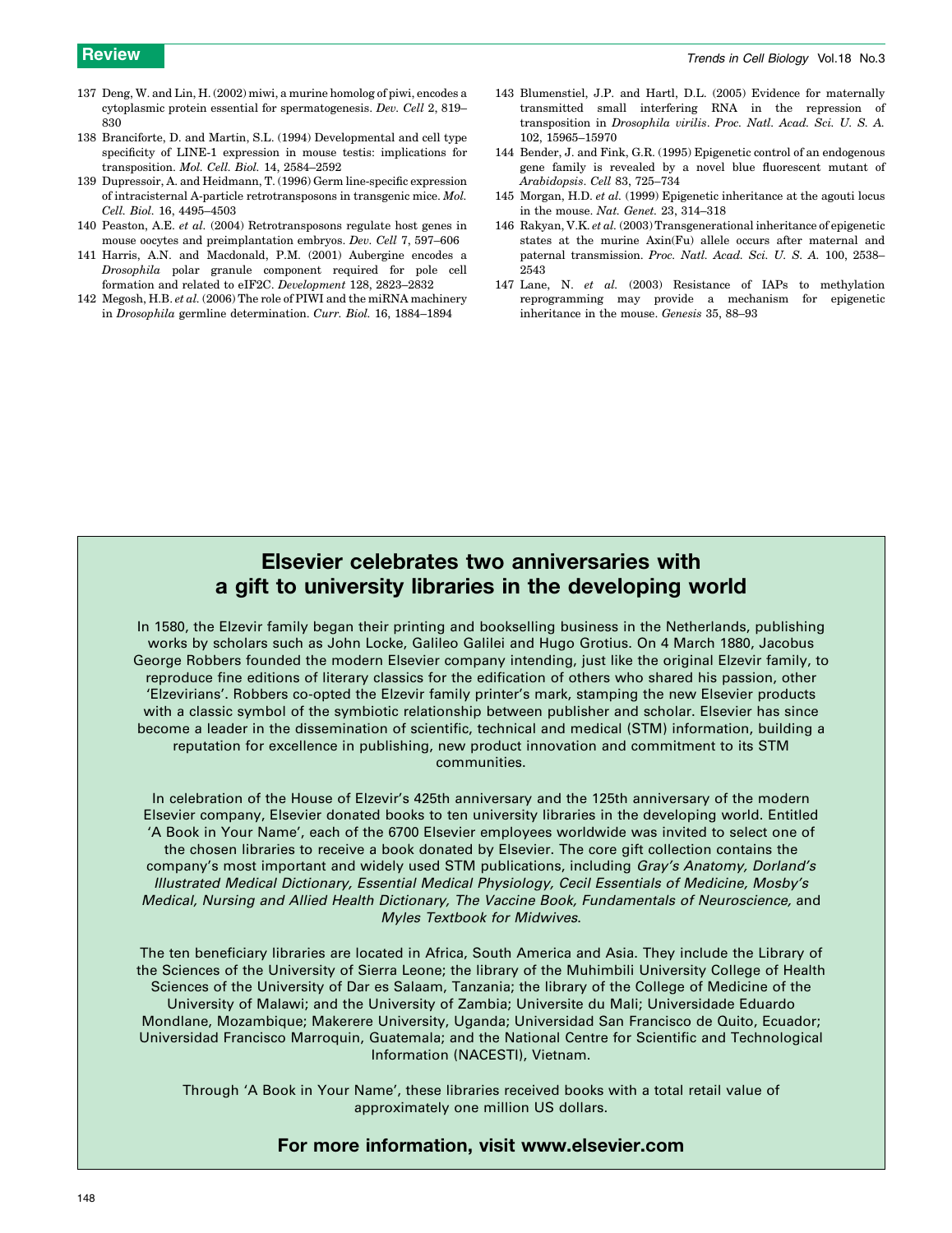137 Deng, W. and Lin, H. (2002) miwi, a murine homolog of piwi, encodes a cytoplasmic protein essential for spermatogenesis. *Dev. Cell* 2, 819–830

138 Branciforte, D. and Martin, S.L. (1994) Developmental and cell type specificity of LINE-1 expression in mouse testis: implications for transposition. *Mol. Cell. Biol.* 14, 2584–2592

139 Dupressoir, A. and Heidmann, T. (1996) Germ line-specific expression of intracisternal A-particle retrotransposons in transgenic mice. *Mol. Cell. Biol.* 16, 4495–4503

140 Peaston, A.E. *et al.* (2004) Retrotransposons regulate host genes in mouse oocytes and preimplantation embryos. *Dev. Cell* 7, 597–606

141 Harris, A.N. and Macdonald, P.M. (2001) Aubergine encodes a *Drosophila* polar granule component required for pole cell formation and related to eIF2C. *Development* 128, 2823–2832

142 Megosh, H.B. *et al.* (2006) The role of PIWI and the miRNA machinery in *Drosophila* germline determination. *Curr. Biol.* 16, 1884–1894

143 Blumenstiel, J.P. and Hartl, D.L. (2005) Evidence for maternally transmitted small interfering RNA in the repression of transposition in *Drosophila virilis*. *Proc. Natl. Acad. Sci. U. S. A.* 102, 15965–15970

144 Bender, J. and Fink, G.R. (1995) Epigenetic control of an endogenous gene family is revealed by a novel blue fluorescent mutant of *Arabidopsis*. *Cell* 83, 725–734

145 Morgan, H.D. *et al.* (1999) Epigenetic inheritance at the agouti locus in the mouse. *Nat. Genet.* 23, 314–318

146 Rakyan, V.K. *et al.* (2003) Transgenerational inheritance of epigenetic states at the murine Axin(Fu) allele occurs after maternal and paternal transmission. *Proc. Natl. Acad. Sci. U. S. A.* 100, 2538–2543

147 Lane, N. *et al.* (2003) Resistance of IAPs to methylation reprogramming may provide a mechanism for epigenetic inheritance in the mouse. *Genesis* 35, 88–93

## Elsevier celebrates two anniversaries with a gift to university libraries in the developing world

In 1580, the Elzevir family began their printing and bookselling business in the Netherlands, publishing works by scholars such as John Locke, Galileo Galilei and Hugo Grotius. On 4 March 1880, Jacobus George Robbers founded the modern Elsevier company intending, just like the original Elzevir family, to reproduce fine editions of literary classics for the edification of others who shared his passion, other 'Elzevirians'. Robbers co-opted the Elzevir family printer's mark, stamping the new Elsevier products with a classic symbol of the symbiotic relationship between publisher and scholar. Elsevier has since become a leader in the dissemination of scientific, technical and medical (STM) information, building a reputation for excellence in publishing, new product innovation and commitment to its STM communities.

In celebration of the House of Elzevir's 425th anniversary and the 125th anniversary of the modern Elsevier company, Elsevier donated books to ten university libraries in the developing world. Entitled 'A Book in Your Name', each of the 6700 Elsevier employees worldwide was invited to select one of the chosen libraries to receive a book donated by Elsevier. The core gift collection contains the company's most important and widely used STM publications, including *Gray's Anatomy, Dorland's Illustrated Medical Dictionary, Essential Medical Physiology, Cecil Essentials of Medicine, Mosby's Medical, Nursing and Allied Health Dictionary, The Vaccine Book, Fundamentals of Neuroscience,* and *Myles Textbook for Midwives*.

The ten beneficiary libraries are located in Africa, South America and Asia. They include the Library of the Sciences of the University of Sierra Leone; the library of the Muhimbili University College of Health Sciences of the University of Dar es Salaam, Tanzania; the library of the College of Medicine of the University of Malawi; and the University of Zambia; Universite du Mali; Universidade Eduardo Mondlane, Mozambique; Makerere University, Uganda; Universidad San Francisco de Quito, Ecuador; Universidad Francisco Marroquin, Guatemala; and the National Centre for Scientific and Technological Information (NACESTI), Vietnam.

Through 'A Book in Your Name', these libraries received books with a total retail value of approximately one million US dollars.

**For more information, visit www.elsevier.com**